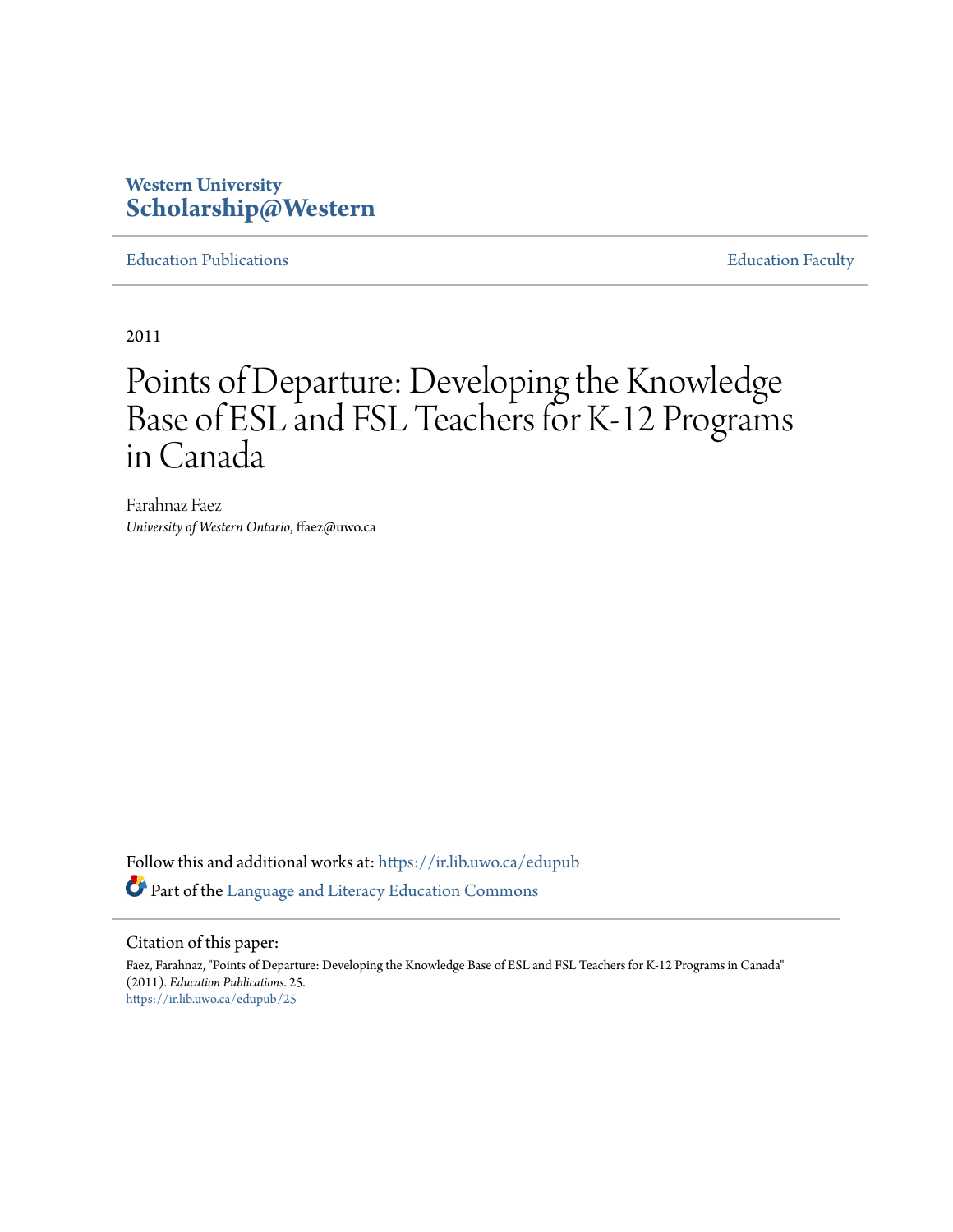**Western University**
**Scholarship@Western**

Education Publications | Education Faculty

2011

# Points of Departure: Developing the Knowledge Base of ESL and FSL Teachers for K-12 Programs in Canada

Farahnaz Faez
*University of Western Ontario*, ffaez@uwo.ca

Follow this and additional works at: https://ir.lib.uwo.ca/edupub

Part of the [Language and Literacy Education Commons](#)

Citation of this paper:

Faez, Farahnaz, "Points of Departure: Developing the Knowledge Base of ESL and FSL Teachers for K-12 Programs in Canada" (2011). *Education Publications*. 25.
https://ir.lib.uwo.ca/edupub/25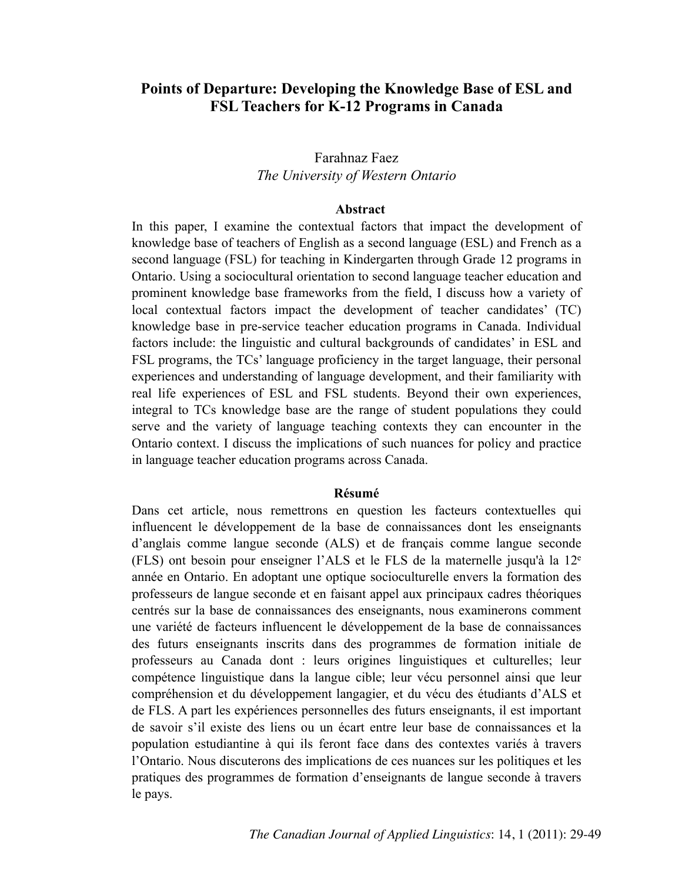# Points of Departure: Developing the Knowledge Base of ESL and FSL Teachers for K-12 Programs in Canada

Farahnaz Faez
*The University of Western Ontario*

### Abstract

In this paper, I examine the contextual factors that impact the development of knowledge base of teachers of English as a second language (ESL) and French as a second language (FSL) for teaching in Kindergarten through Grade 12 programs in Ontario. Using a sociocultural orientation to second language teacher education and prominent knowledge base frameworks from the field, I discuss how a variety of local contextual factors impact the development of teacher candidates' (TC) knowledge base in pre-service teacher education programs in Canada. Individual factors include: the linguistic and cultural backgrounds of candidates' in ESL and FSL programs, the TCs' language proficiency in the target language, their personal experiences and understanding of language development, and their familiarity with real life experiences of ESL and FSL students. Beyond their own experiences, integral to TCs knowledge base are the range of student populations they could serve and the variety of language teaching contexts they can encounter in the Ontario context. I discuss the implications of such nuances for policy and practice in language teacher education programs across Canada.

### Résumé

Dans cet article, nous remettrons en question les facteurs contextuelles qui influencent le développement de la base de connaissances dont les enseignants d'anglais comme langue seconde (ALS) et de français comme langue seconde (FLS) ont besoin pour enseigner l'ALS et le FLS de la maternelle jusqu'à la 12[e] année en Ontario. En adoptant une optique socioculturelle envers la formation des professeurs de langue seconde et en faisant appel aux principaux cadres théoriques centrés sur la base de connaissances des enseignants, nous examinerons comment une variété de facteurs influencent le développement de la base de connaissances des futurs enseignants inscrits dans des programmes de formation initiale de professeurs au Canada dont : leurs origines linguistiques et culturelles; leur compétence linguistique dans la langue cible; leur vécu personnel ainsi que leur compréhension et du développement langagier, et du vécu des étudiants d'ALS et de FLS. A part les expériences personnelles des futurs enseignants, il est important de savoir s'il existe des liens ou un écart entre leur base de connaissances et la population estudiantine à qui ils feront face dans des contextes variés à travers l'Ontario. Nous discuterons des implications de ces nuances sur les politiques et les pratiques des programmes de formation d'enseignants de langue seconde à travers le pays.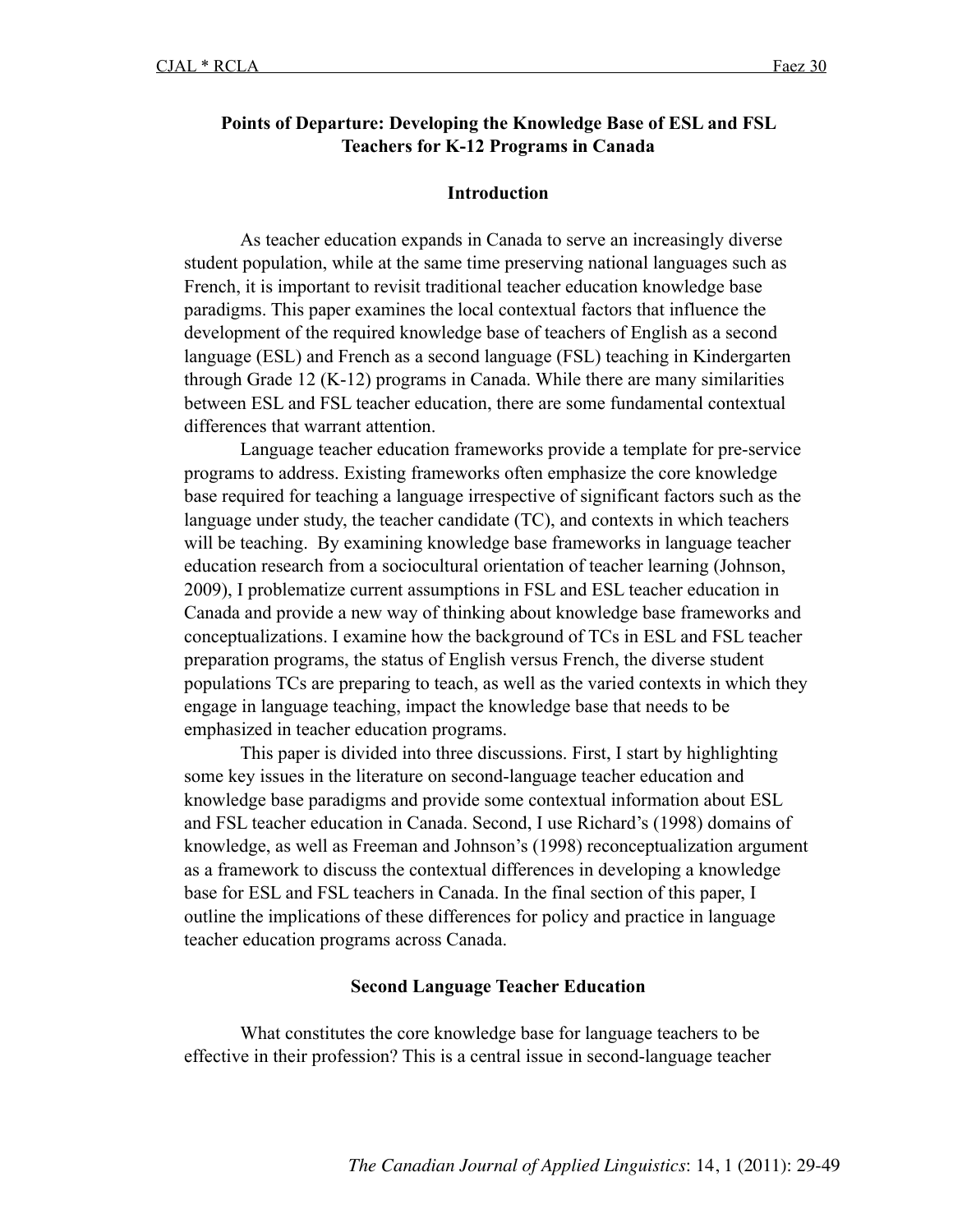## Points of Departure: Developing the Knowledge Base of ESL and FSL Teachers for K-12 Programs in Canada

### Introduction

As teacher education expands in Canada to serve an increasingly diverse student population, while at the same time preserving national languages such as French, it is important to revisit traditional teacher education knowledge base paradigms. This paper examines the local contextual factors that influence the development of the required knowledge base of teachers of English as a second language (ESL) and French as a second language (FSL) teaching in Kindergarten through Grade 12 (K-12) programs in Canada. While there are many similarities between ESL and FSL teacher education, there are some fundamental contextual differences that warrant attention.

Language teacher education frameworks provide a template for pre-service programs to address. Existing frameworks often emphasize the core knowledge base required for teaching a language irrespective of significant factors such as the language under study, the teacher candidate (TC), and contexts in which teachers will be teaching. By examining knowledge base frameworks in language teacher education research from a sociocultural orientation of teacher learning (Johnson, 2009), I problematize current assumptions in FSL and ESL teacher education in Canada and provide a new way of thinking about knowledge base frameworks and conceptualizations. I examine how the background of TCs in ESL and FSL teacher preparation programs, the status of English versus French, the diverse student populations TCs are preparing to teach, as well as the varied contexts in which they engage in language teaching, impact the knowledge base that needs to be emphasized in teacher education programs.

This paper is divided into three discussions. First, I start by highlighting some key issues in the literature on second-language teacher education and knowledge base paradigms and provide some contextual information about ESL and FSL teacher education in Canada. Second, I use Richard's (1998) domains of knowledge, as well as Freeman and Johnson's (1998) reconceptualization argument as a framework to discuss the contextual differences in developing a knowledge base for ESL and FSL teachers in Canada. In the final section of this paper, I outline the implications of these differences for policy and practice in language teacher education programs across Canada.

### Second Language Teacher Education

What constitutes the core knowledge base for language teachers to be effective in their profession? This is a central issue in second-language teacher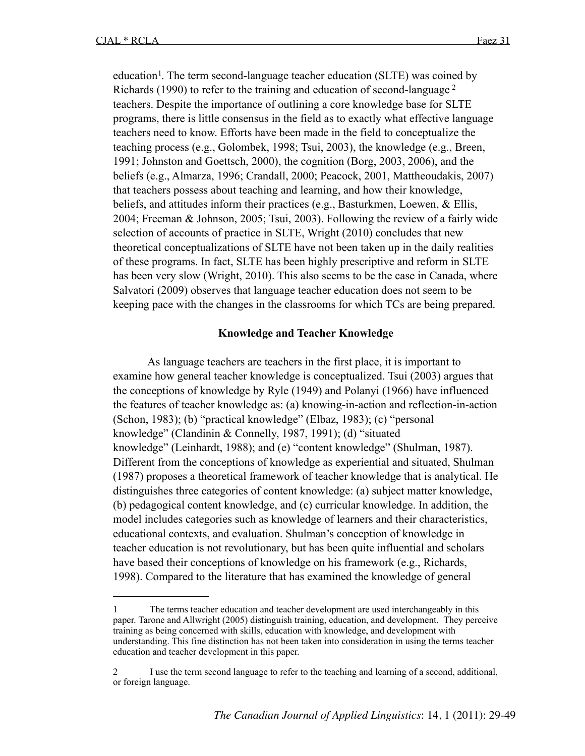education[1]. The term second-language teacher education (SLTE) was coined by Richards (1990) to refer to the training and education of second-language [2] teachers. Despite the importance of outlining a core knowledge base for SLTE programs, there is little consensus in the field as to exactly what effective language teachers need to know. Efforts have been made in the field to conceptualize the teaching process (e.g., Golombek, 1998; Tsui, 2003), the knowledge (e.g., Breen, 1991; Johnston and Goettsch, 2000), the cognition (Borg, 2003, 2006), and the beliefs (e.g., Almarza, 1996; Crandall, 2000; Peacock, 2001, Mattheoudakis, 2007) that teachers possess about teaching and learning, and how their knowledge, beliefs, and attitudes inform their practices (e.g., Basturkmen, Loewen, & Ellis, 2004; Freeman & Johnson, 2005; Tsui, 2003). Following the review of a fairly wide selection of accounts of practice in SLTE, Wright (2010) concludes that new theoretical conceptualizations of SLTE have not been taken up in the daily realities of these programs. In fact, SLTE has been highly prescriptive and reform in SLTE has been very slow (Wright, 2010). This also seems to be the case in Canada, where Salvatori (2009) observes that language teacher education does not seem to be keeping pace with the changes in the classrooms for which TCs are being prepared.

## Knowledge and Teacher Knowledge

As language teachers are teachers in the first place, it is important to examine how general teacher knowledge is conceptualized. Tsui (2003) argues that the conceptions of knowledge by Ryle (1949) and Polanyi (1966) have influenced the features of teacher knowledge as: (a) knowing-in-action and reflection-in-action (Schon, 1983); (b) "practical knowledge" (Elbaz, 1983); (c) "personal knowledge" (Clandinin & Connelly, 1987, 1991); (d) "situated knowledge" (Leinhardt, 1988); and (e) "content knowledge" (Shulman, 1987). Different from the conceptions of knowledge as experiential and situated, Shulman (1987) proposes a theoretical framework of teacher knowledge that is analytical. He distinguishes three categories of content knowledge: (a) subject matter knowledge, (b) pedagogical content knowledge, and (c) curricular knowledge. In addition, the model includes categories such as knowledge of learners and their characteristics, educational contexts, and evaluation. Shulman's conception of knowledge in teacher education is not revolutionary, but has been quite influential and scholars have based their conceptions of knowledge on his framework (e.g., Richards, 1998). Compared to the literature that has examined the knowledge of general

---

[1] The terms teacher education and teacher development are used interchangeably in this paper. Tarone and Allwright (2005) distinguish training, education, and development. They perceive training as being concerned with skills, education with knowledge, and development with understanding. This fine distinction has not been taken into consideration in using the terms teacher education and teacher development in this paper.

[2] I use the term second language to refer to the teaching and learning of a second, additional, or foreign language.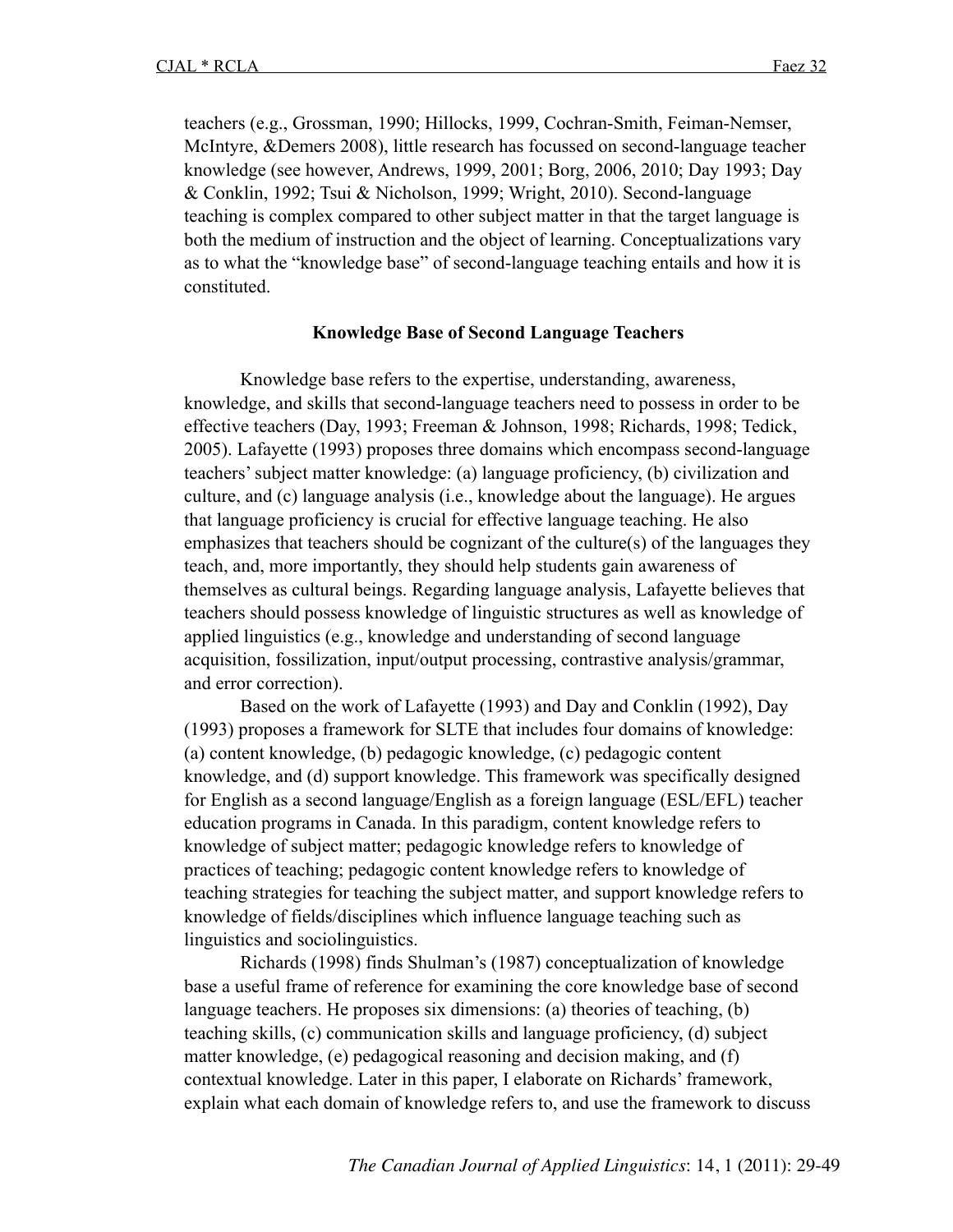teachers (e.g., Grossman, 1990; Hillocks, 1999, Cochran-Smith, Feiman-Nemser, McIntyre, &Demers 2008), little research has focussed on second-language teacher knowledge (see however, Andrews, 1999, 2001; Borg, 2006, 2010; Day 1993; Day & Conklin, 1992; Tsui & Nicholson, 1999; Wright, 2010). Second-language teaching is complex compared to other subject matter in that the target language is both the medium of instruction and the object of learning. Conceptualizations vary as to what the "knowledge base" of second-language teaching entails and how it is constituted.

## Knowledge Base of Second Language Teachers

Knowledge base refers to the expertise, understanding, awareness, knowledge, and skills that second-language teachers need to possess in order to be effective teachers (Day, 1993; Freeman & Johnson, 1998; Richards, 1998; Tedick, 2005). Lafayette (1993) proposes three domains which encompass second-language teachers' subject matter knowledge: (a) language proficiency, (b) civilization and culture, and (c) language analysis (i.e., knowledge about the language). He argues that language proficiency is crucial for effective language teaching. He also emphasizes that teachers should be cognizant of the culture(s) of the languages they teach, and, more importantly, they should help students gain awareness of themselves as cultural beings. Regarding language analysis, Lafayette believes that teachers should possess knowledge of linguistic structures as well as knowledge of applied linguistics (e.g., knowledge and understanding of second language acquisition, fossilization, input/output processing, contrastive analysis/grammar, and error correction).

Based on the work of Lafayette (1993) and Day and Conklin (1992), Day (1993) proposes a framework for SLTE that includes four domains of knowledge: (a) content knowledge, (b) pedagogic knowledge, (c) pedagogic content knowledge, and (d) support knowledge. This framework was specifically designed for English as a second language/English as a foreign language (ESL/EFL) teacher education programs in Canada. In this paradigm, content knowledge refers to knowledge of subject matter; pedagogic knowledge refers to knowledge of practices of teaching; pedagogic content knowledge refers to knowledge of teaching strategies for teaching the subject matter, and support knowledge refers to knowledge of fields/disciplines which influence language teaching such as linguistics and sociolinguistics.

Richards (1998) finds Shulman's (1987) conceptualization of knowledge base a useful frame of reference for examining the core knowledge base of second language teachers. He proposes six dimensions: (a) theories of teaching, (b) teaching skills, (c) communication skills and language proficiency, (d) subject matter knowledge, (e) pedagogical reasoning and decision making, and (f) contextual knowledge. Later in this paper, I elaborate on Richards' framework, explain what each domain of knowledge refers to, and use the framework to discuss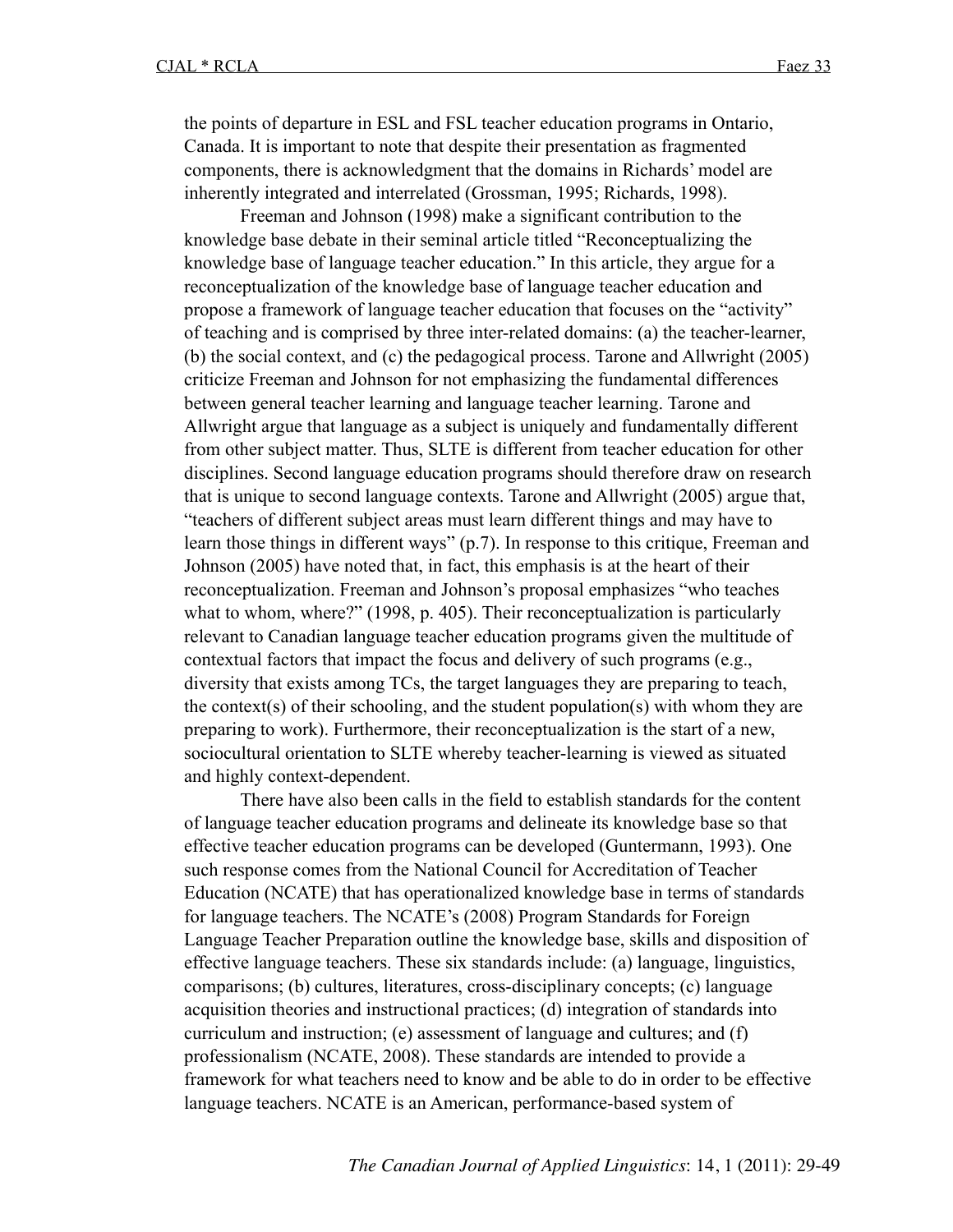the points of departure in ESL and FSL teacher education programs in Ontario, Canada. It is important to note that despite their presentation as fragmented components, there is acknowledgment that the domains in Richards' model are inherently integrated and interrelated (Grossman, 1995; Richards, 1998).

Freeman and Johnson (1998) make a significant contribution to the knowledge base debate in their seminal article titled "Reconceptualizing the knowledge base of language teacher education." In this article, they argue for a reconceptualization of the knowledge base of language teacher education and propose a framework of language teacher education that focuses on the "activity" of teaching and is comprised by three inter-related domains: (a) the teacher-learner, (b) the social context, and (c) the pedagogical process. Tarone and Allwright (2005) criticize Freeman and Johnson for not emphasizing the fundamental differences between general teacher learning and language teacher learning. Tarone and Allwright argue that language as a subject is uniquely and fundamentally different from other subject matter. Thus, SLTE is different from teacher education for other disciplines. Second language education programs should therefore draw on research that is unique to second language contexts. Tarone and Allwright (2005) argue that, "teachers of different subject areas must learn different things and may have to learn those things in different ways" (p.7). In response to this critique, Freeman and Johnson (2005) have noted that, in fact, this emphasis is at the heart of their reconceptualization. Freeman and Johnson's proposal emphasizes "who teaches what to whom, where?" (1998, p. 405). Their reconceptualization is particularly relevant to Canadian language teacher education programs given the multitude of contextual factors that impact the focus and delivery of such programs (e.g., diversity that exists among TCs, the target languages they are preparing to teach, the context(s) of their schooling, and the student population(s) with whom they are preparing to work). Furthermore, their reconceptualization is the start of a new, sociocultural orientation to SLTE whereby teacher-learning is viewed as situated and highly context-dependent.

There have also been calls in the field to establish standards for the content of language teacher education programs and delineate its knowledge base so that effective teacher education programs can be developed (Guntermann, 1993). One such response comes from the National Council for Accreditation of Teacher Education (NCATE) that has operationalized knowledge base in terms of standards for language teachers. The NCATE's (2008) Program Standards for Foreign Language Teacher Preparation outline the knowledge base, skills and disposition of effective language teachers. These six standards include: (a) language, linguistics, comparisons; (b) cultures, literatures, cross-disciplinary concepts; (c) language acquisition theories and instructional practices; (d) integration of standards into curriculum and instruction; (e) assessment of language and cultures; and (f) professionalism (NCATE, 2008). These standards are intended to provide a framework for what teachers need to know and be able to do in order to be effective language teachers. NCATE is an American, performance-based system of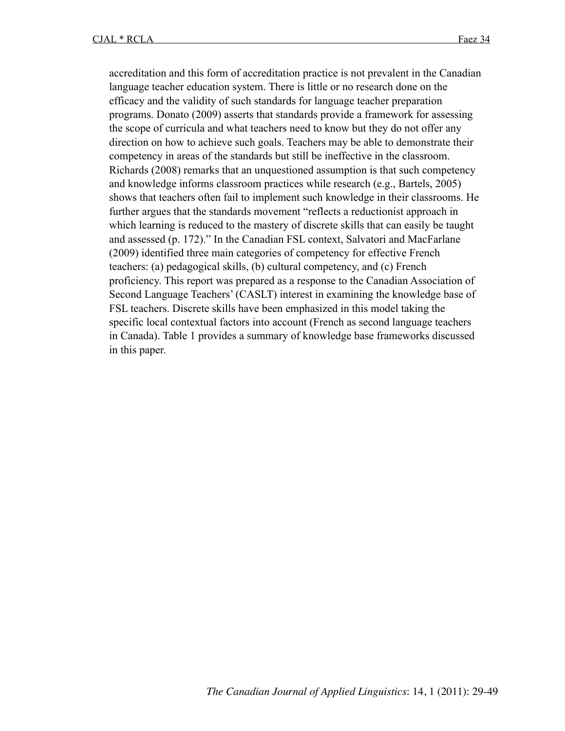accreditation and this form of accreditation practice is not prevalent in the Canadian language teacher education system. There is little or no research done on the efficacy and the validity of such standards for language teacher preparation programs. Donato (2009) asserts that standards provide a framework for assessing the scope of curricula and what teachers need to know but they do not offer any direction on how to achieve such goals. Teachers may be able to demonstrate their competency in areas of the standards but still be ineffective in the classroom. Richards (2008) remarks that an unquestioned assumption is that such competency and knowledge informs classroom practices while research (e.g., Bartels, 2005) shows that teachers often fail to implement such knowledge in their classrooms. He further argues that the standards movement "reflects a reductionist approach in which learning is reduced to the mastery of discrete skills that can easily be taught and assessed (p. 172)." In the Canadian FSL context, Salvatori and MacFarlane (2009) identified three main categories of competency for effective French teachers: (a) pedagogical skills, (b) cultural competency, and (c) French proficiency. This report was prepared as a response to the Canadian Association of Second Language Teachers' (CASLT) interest in examining the knowledge base of FSL teachers. Discrete skills have been emphasized in this model taking the specific local contextual factors into account (French as second language teachers in Canada). Table 1 provides a summary of knowledge base frameworks discussed in this paper.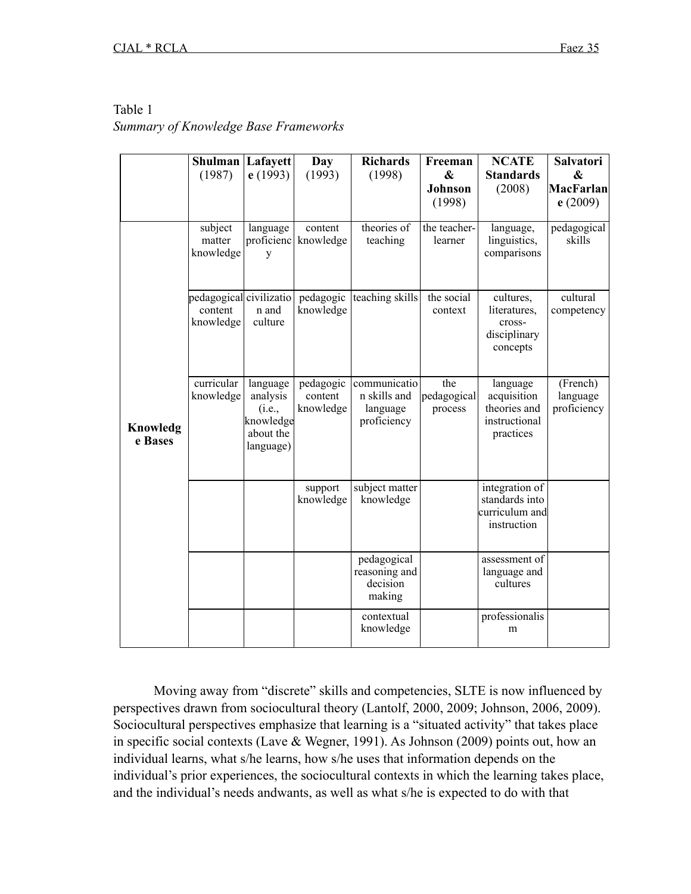Table 1
*Summary of Knowledge Base Frameworks*

| | **Shulman** (1987) | **Lafayette** (1993) | **Day** (1993) | **Richards** (1998) | **Freeman & Johnson** (1998) | **NCATE Standards** (2008) | **Salvatori & MacFarlane** (2009) |
|---|---|---|---|---|---|---|---|
| **Knowledge Bases** | subject matter knowledge | language proficiency | content knowledge | theories of teaching | the teacher-learner | language, linguistics, comparisons | pedagogical skills |
| | pedagogical content knowledge | civilization and culture | pedagogic knowledge | teaching skills | the social context | cultures, literatures, cross-disciplinary concepts | cultural competency |
| | curricular knowledge | language analysis (i.e., knowledge about the language) | pedagogic content knowledge | communication skills and language proficiency | the pedagogical process | language acquisition theories and instructional practices | (French) language proficiency |
| | | | support knowledge | subject matter knowledge | | integration of standards into curriculum and instruction | |
| | | | | pedagogical reasoning and decision making | | assessment of language and cultures | |
| | | | | contextual knowledge | | professionalism | |

Moving away from "discrete" skills and competencies, SLTE is now influenced by perspectives drawn from sociocultural theory (Lantolf, 2000, 2009; Johnson, 2006, 2009). Sociocultural perspectives emphasize that learning is a "situated activity" that takes place in specific social contexts (Lave & Wegner, 1991). As Johnson (2009) points out, how an individual learns, what s/he learns, how s/he uses that information depends on the individual's prior experiences, the sociocultural contexts in which the learning takes place, and the individual's needs andwants, as well as what s/he is expected to do with that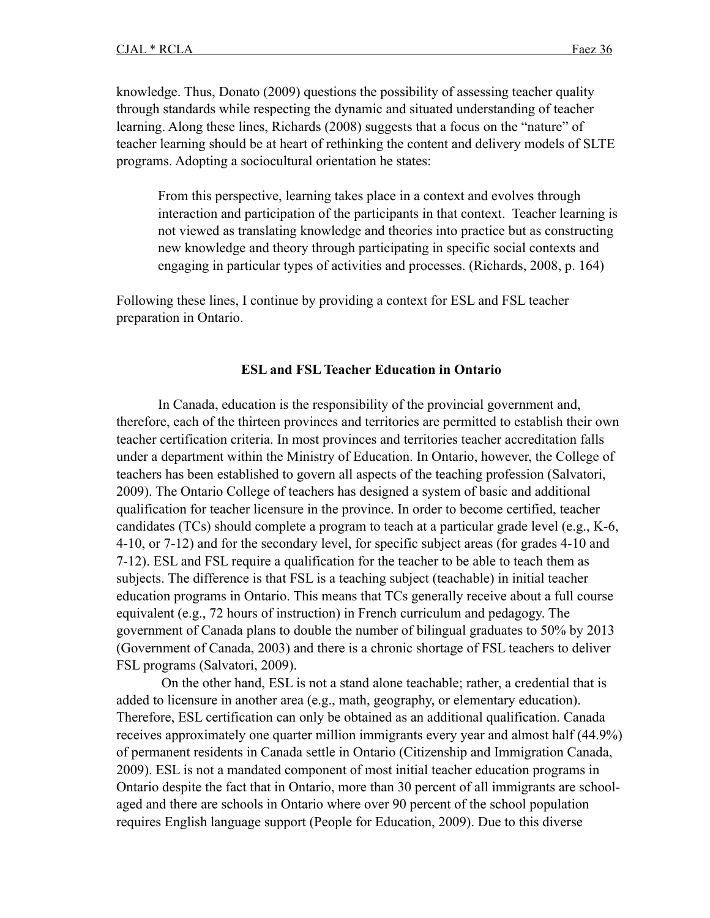knowledge. Thus, Donato (2009) questions the possibility of assessing teacher quality through standards while respecting the dynamic and situated understanding of teacher learning. Along these lines, Richards (2008) suggests that a focus on the "nature" of teacher learning should be at heart of rethinking the content and delivery models of SLTE programs. Adopting a sociocultural orientation he states:

> From this perspective, learning takes place in a context and evolves through interaction and participation of the participants in that context. Teacher learning is not viewed as translating knowledge and theories into practice but as constructing new knowledge and theory through participating in specific social contexts and engaging in particular types of activities and processes. (Richards, 2008, p. 164)

Following these lines, I continue by providing a context for ESL and FSL teacher preparation in Ontario.

## ESL and FSL Teacher Education in Ontario

In Canada, education is the responsibility of the provincial government and, therefore, each of the thirteen provinces and territories are permitted to establish their own teacher certification criteria. In most provinces and territories teacher accreditation falls under a department within the Ministry of Education. In Ontario, however, the College of teachers has been established to govern all aspects of the teaching profession (Salvatori, 2009). The Ontario College of teachers has designed a system of basic and additional qualification for teacher licensure in the province. In order to become certified, teacher candidates (TCs) should complete a program to teach at a particular grade level (e.g., K-6, 4-10, or 7-12) and for the secondary level, for specific subject areas (for grades 4-10 and 7-12). ESL and FSL require a qualification for the teacher to be able to teach them as subjects. The difference is that FSL is a teaching subject (teachable) in initial teacher education programs in Ontario. This means that TCs generally receive about a full course equivalent (e.g., 72 hours of instruction) in French curriculum and pedagogy. The government of Canada plans to double the number of bilingual graduates to 50% by 2013 (Government of Canada, 2003) and there is a chronic shortage of FSL teachers to deliver FSL programs (Salvatori, 2009).

On the other hand, ESL is not a stand alone teachable; rather, a credential that is added to licensure in another area (e.g., math, geography, or elementary education). Therefore, ESL certification can only be obtained as an additional qualification. Canada receives approximately one quarter million immigrants every year and almost half (44.9%) of permanent residents in Canada settle in Ontario (Citizenship and Immigration Canada, 2009). ESL is not a mandated component of most initial teacher education programs in Ontario despite the fact that in Ontario, more than 30 percent of all immigrants are school-aged and there are schools in Ontario where over 90 percent of the school population requires English language support (People for Education, 2009). Due to this diverse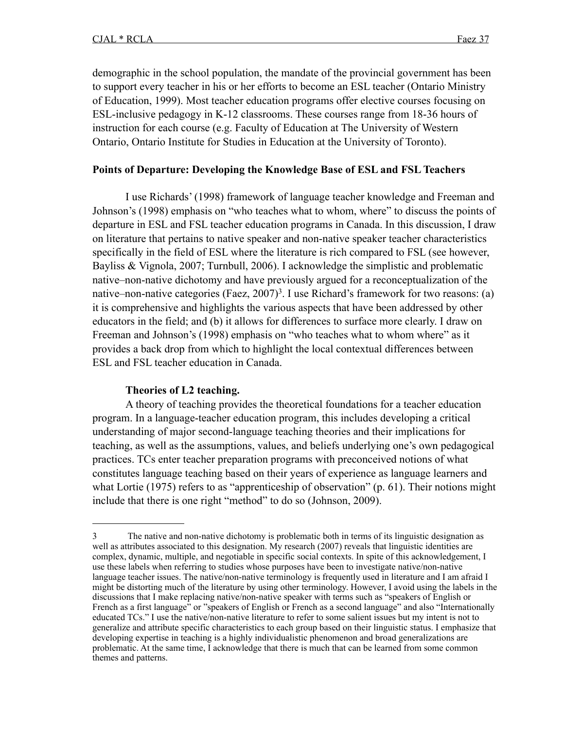demographic in the school population, the mandate of the provincial government has been to support every teacher in his or her efforts to become an ESL teacher (Ontario Ministry of Education, 1999). Most teacher education programs offer elective courses focusing on ESL-inclusive pedagogy in K-12 classrooms. These courses range from 18-36 hours of instruction for each course (e.g. Faculty of Education at The University of Western Ontario, Ontario Institute for Studies in Education at the University of Toronto).

## Points of Departure: Developing the Knowledge Base of ESL and FSL Teachers

I use Richards' (1998) framework of language teacher knowledge and Freeman and Johnson's (1998) emphasis on "who teaches what to whom, where" to discuss the points of departure in ESL and FSL teacher education programs in Canada. In this discussion, I draw on literature that pertains to native speaker and non-native speaker teacher characteristics specifically in the field of ESL where the literature is rich compared to FSL (see however, Bayliss & Vignola, 2007; Turnbull, 2006). I acknowledge the simplistic and problematic native–non-native dichotomy and have previously argued for a reconceptualization of the native–non-native categories (Faez, 2007)[3]. I use Richard's framework for two reasons: (a) it is comprehensive and highlights the various aspects that have been addressed by other educators in the field; and (b) it allows for differences to surface more clearly. I draw on Freeman and Johnson's (1998) emphasis on "who teaches what to whom where" as it provides a back drop from which to highlight the local contextual differences between ESL and FSL teacher education in Canada.

### Theories of L2 teaching.

A theory of teaching provides the theoretical foundations for a teacher education program. In a language-teacher education program, this includes developing a critical understanding of major second-language teaching theories and their implications for teaching, as well as the assumptions, values, and beliefs underlying one's own pedagogical practices. TCs enter teacher preparation programs with preconceived notions of what constitutes language teaching based on their years of experience as language learners and what Lortie (1975) refers to as "apprenticeship of observation" (p. 61). Their notions might include that there is one right "method" to do so (Johnson, 2009).

---

3 The native and non-native dichotomy is problematic both in terms of its linguistic designation as well as attributes associated to this designation. My research (2007) reveals that linguistic identities are complex, dynamic, multiple, and negotiable in specific social contexts. In spite of this acknowledgement, I use these labels when referring to studies whose purposes have been to investigate native/non-native language teacher issues. The native/non-native terminology is frequently used in literature and I am afraid I might be distorting much of the literature by using other terminology. However, I avoid using the labels in the discussions that I make replacing native/non-native speaker with terms such as "speakers of English or French as a first language" or "speakers of English or French as a second language" and also "Internationally educated TCs." I use the native/non-native literature to refer to some salient issues but my intent is not to generalize and attribute specific characteristics to each group based on their linguistic status. I emphasize that developing expertise in teaching is a highly individualistic phenomenon and broad generalizations are problematic. At the same time, I acknowledge that there is much that can be learned from some common themes and patterns.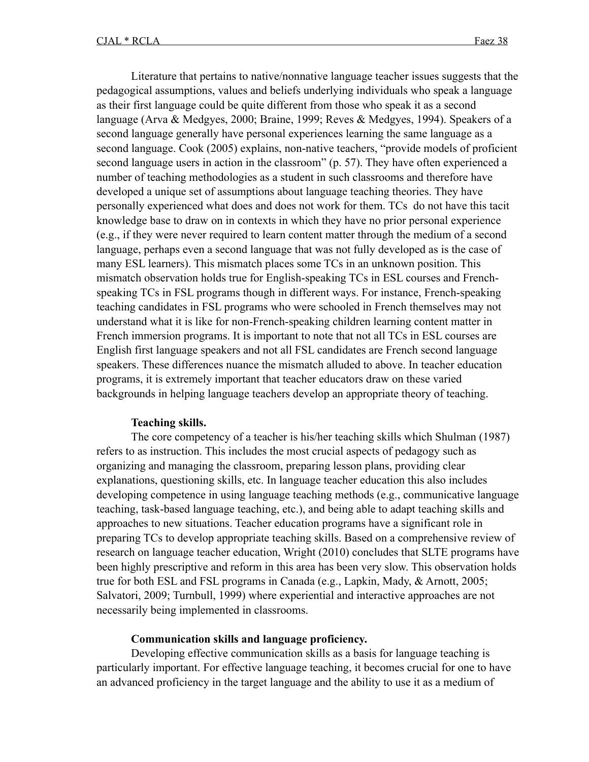Literature that pertains to native/nonnative language teacher issues suggests that the pedagogical assumptions, values and beliefs underlying individuals who speak a language as their first language could be quite different from those who speak it as a second language (Arva & Medgyes, 2000; Braine, 1999; Reves & Medgyes, 1994). Speakers of a second language generally have personal experiences learning the same language as a second language. Cook (2005) explains, non-native teachers, "provide models of proficient second language users in action in the classroom" (p. 57). They have often experienced a number of teaching methodologies as a student in such classrooms and therefore have developed a unique set of assumptions about language teaching theories. They have personally experienced what does and does not work for them. TCs do not have this tacit knowledge base to draw on in contexts in which they have no prior personal experience (e.g., if they were never required to learn content matter through the medium of a second language, perhaps even a second language that was not fully developed as is the case of many ESL learners). This mismatch places some TCs in an unknown position. This mismatch observation holds true for English-speaking TCs in ESL courses and French-speaking TCs in FSL programs though in different ways. For instance, French-speaking teaching candidates in FSL programs who were schooled in French themselves may not understand what it is like for non-French-speaking children learning content matter in French immersion programs. It is important to note that not all TCs in ESL courses are English first language speakers and not all FSL candidates are French second language speakers. These differences nuance the mismatch alluded to above. In teacher education programs, it is extremely important that teacher educators draw on these varied backgrounds in helping language teachers develop an appropriate theory of teaching.

**Teaching skills.**

The core competency of a teacher is his/her teaching skills which Shulman (1987) refers to as instruction. This includes the most crucial aspects of pedagogy such as organizing and managing the classroom, preparing lesson plans, providing clear explanations, questioning skills, etc. In language teacher education this also includes developing competence in using language teaching methods (e.g., communicative language teaching, task-based language teaching, etc.), and being able to adapt teaching skills and approaches to new situations. Teacher education programs have a significant role in preparing TCs to develop appropriate teaching skills. Based on a comprehensive review of research on language teacher education, Wright (2010) concludes that SLTE programs have been highly prescriptive and reform in this area has been very slow. This observation holds true for both ESL and FSL programs in Canada (e.g., Lapkin, Mady, & Arnott, 2005; Salvatori, 2009; Turnbull, 1999) where experiential and interactive approaches are not necessarily being implemented in classrooms.

**Communication skills and language proficiency.**

Developing effective communication skills as a basis for language teaching is particularly important. For effective language teaching, it becomes crucial for one to have an advanced proficiency in the target language and the ability to use it as a medium of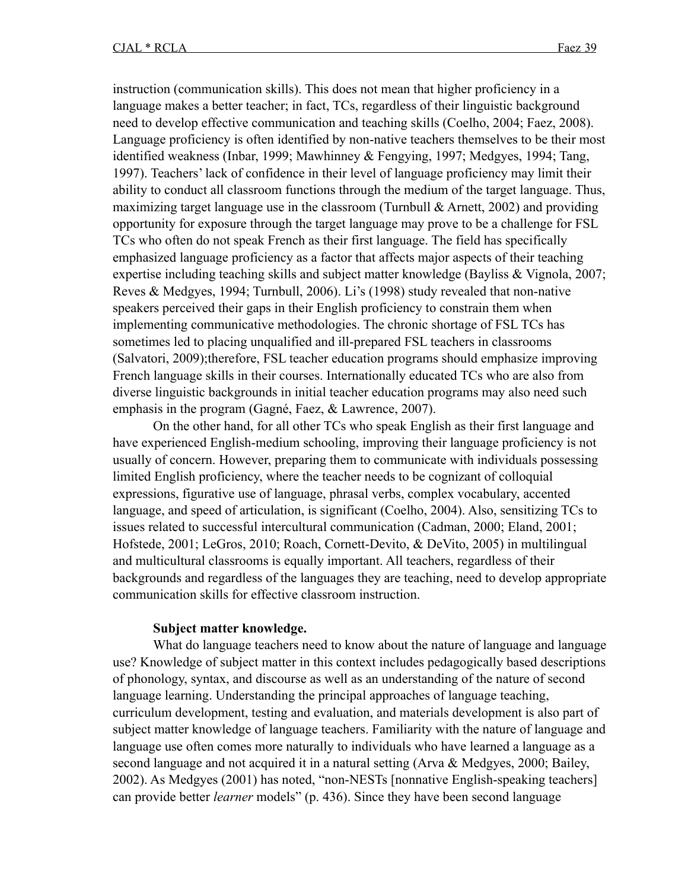instruction (communication skills). This does not mean that higher proficiency in a language makes a better teacher; in fact, TCs, regardless of their linguistic background need to develop effective communication and teaching skills (Coelho, 2004; Faez, 2008). Language proficiency is often identified by non-native teachers themselves to be their most identified weakness (Inbar, 1999; Mawhinney & Fengying, 1997; Medgyes, 1994; Tang, 1997). Teachers' lack of confidence in their level of language proficiency may limit their ability to conduct all classroom functions through the medium of the target language. Thus, maximizing target language use in the classroom (Turnbull & Arnett, 2002) and providing opportunity for exposure through the target language may prove to be a challenge for FSL TCs who often do not speak French as their first language. The field has specifically emphasized language proficiency as a factor that affects major aspects of their teaching expertise including teaching skills and subject matter knowledge (Bayliss & Vignola, 2007; Reves & Medgyes, 1994; Turnbull, 2006). Li's (1998) study revealed that non-native speakers perceived their gaps in their English proficiency to constrain them when implementing communicative methodologies. The chronic shortage of FSL TCs has sometimes led to placing unqualified and ill-prepared FSL teachers in classrooms (Salvatori, 2009);therefore, FSL teacher education programs should emphasize improving French language skills in their courses. Internationally educated TCs who are also from diverse linguistic backgrounds in initial teacher education programs may also need such emphasis in the program (Gagné, Faez, & Lawrence, 2007).

On the other hand, for all other TCs who speak English as their first language and have experienced English-medium schooling, improving their language proficiency is not usually of concern. However, preparing them to communicate with individuals possessing limited English proficiency, where the teacher needs to be cognizant of colloquial expressions, figurative use of language, phrasal verbs, complex vocabulary, accented language, and speed of articulation, is significant (Coelho, 2004). Also, sensitizing TCs to issues related to successful intercultural communication (Cadman, 2000; Eland, 2001; Hofstede, 2001; LeGros, 2010; Roach, Cornett-Devito, & DeVito, 2005) in multilingual and multicultural classrooms is equally important. All teachers, regardless of their backgrounds and regardless of the languages they are teaching, need to develop appropriate communication skills for effective classroom instruction.

**Subject matter knowledge.**

What do language teachers need to know about the nature of language and language use? Knowledge of subject matter in this context includes pedagogically based descriptions of phonology, syntax, and discourse as well as an understanding of the nature of second language learning. Understanding the principal approaches of language teaching, curriculum development, testing and evaluation, and materials development is also part of subject matter knowledge of language teachers. Familiarity with the nature of language and language use often comes more naturally to individuals who have learned a language as a second language and not acquired it in a natural setting (Arva & Medgyes, 2000; Bailey, 2002). As Medgyes (2001) has noted, "non-NESTs [nonnative English-speaking teachers] can provide better *learner* models" (p. 436). Since they have been second language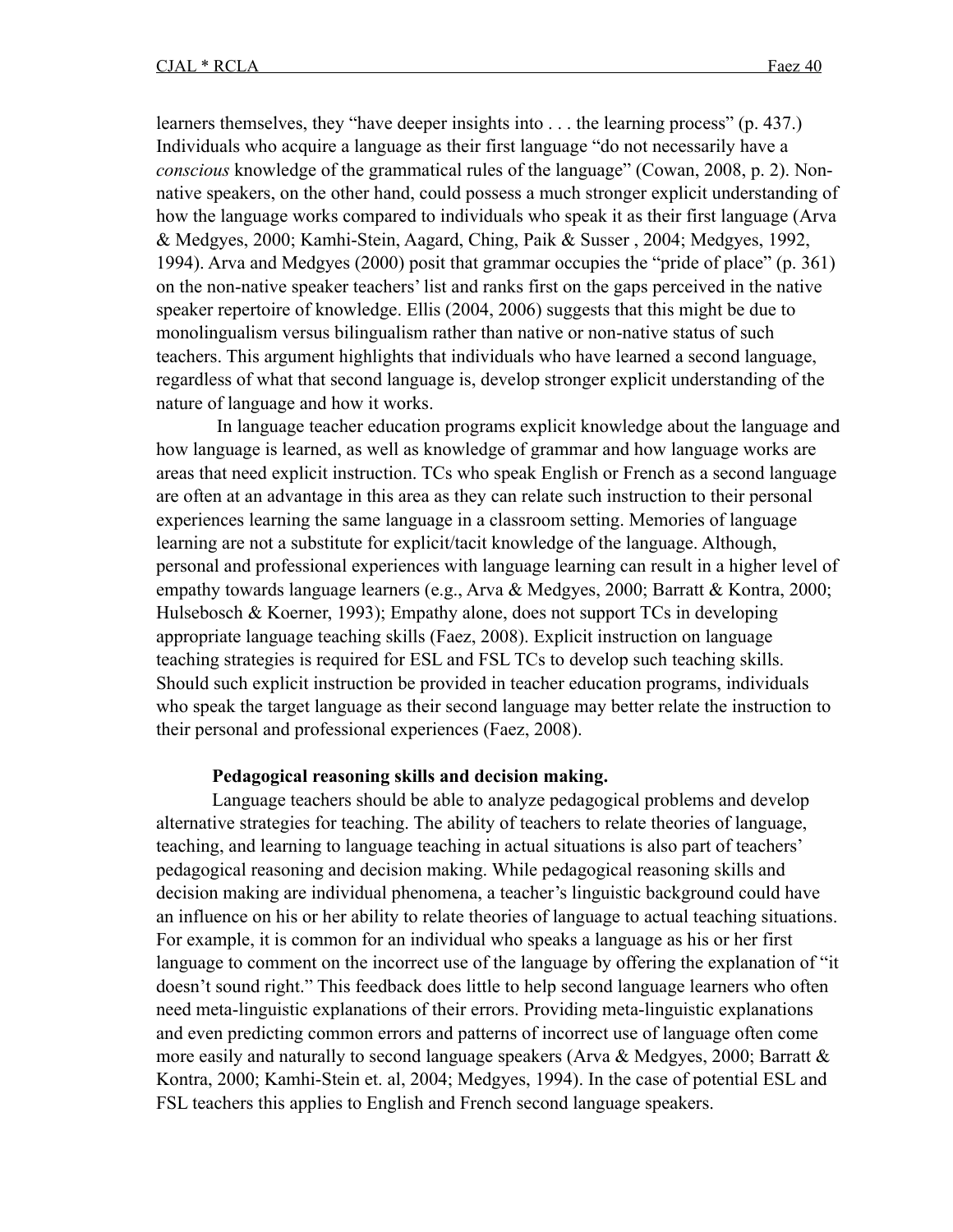learners themselves, they "have deeper insights into . . . the learning process" (p. 437.) Individuals who acquire a language as their first language "do not necessarily have a *conscious* knowledge of the grammatical rules of the language" (Cowan, 2008, p. 2). Non-native speakers, on the other hand, could possess a much stronger explicit understanding of how the language works compared to individuals who speak it as their first language (Arva & Medgyes, 2000; Kamhi-Stein, Aagard, Ching, Paik & Susser , 2004; Medgyes, 1992, 1994). Arva and Medgyes (2000) posit that grammar occupies the "pride of place" (p. 361) on the non-native speaker teachers' list and ranks first on the gaps perceived in the native speaker repertoire of knowledge. Ellis (2004, 2006) suggests that this might be due to monolingualism versus bilingualism rather than native or non-native status of such teachers. This argument highlights that individuals who have learned a second language, regardless of what that second language is, develop stronger explicit understanding of the nature of language and how it works.

In language teacher education programs explicit knowledge about the language and how language is learned, as well as knowledge of grammar and how language works are areas that need explicit instruction. TCs who speak English or French as a second language are often at an advantage in this area as they can relate such instruction to their personal experiences learning the same language in a classroom setting. Memories of language learning are not a substitute for explicit/tacit knowledge of the language. Although, personal and professional experiences with language learning can result in a higher level of empathy towards language learners (e.g., Arva & Medgyes, 2000; Barratt & Kontra, 2000; Hulsebosch & Koerner, 1993); Empathy alone, does not support TCs in developing appropriate language teaching skills (Faez, 2008). Explicit instruction on language teaching strategies is required for ESL and FSL TCs to develop such teaching skills. Should such explicit instruction be provided in teacher education programs, individuals who speak the target language as their second language may better relate the instruction to their personal and professional experiences (Faez, 2008).

**Pedagogical reasoning skills and decision making.**

Language teachers should be able to analyze pedagogical problems and develop alternative strategies for teaching. The ability of teachers to relate theories of language, teaching, and learning to language teaching in actual situations is also part of teachers' pedagogical reasoning and decision making. While pedagogical reasoning skills and decision making are individual phenomena, a teacher's linguistic background could have an influence on his or her ability to relate theories of language to actual teaching situations. For example, it is common for an individual who speaks a language as his or her first language to comment on the incorrect use of the language by offering the explanation of "it doesn't sound right." This feedback does little to help second language learners who often need meta-linguistic explanations of their errors. Providing meta-linguistic explanations and even predicting common errors and patterns of incorrect use of language often come more easily and naturally to second language speakers (Arva & Medgyes, 2000; Barratt & Kontra, 2000; Kamhi-Stein et. al, 2004; Medgyes, 1994). In the case of potential ESL and FSL teachers this applies to English and French second language speakers.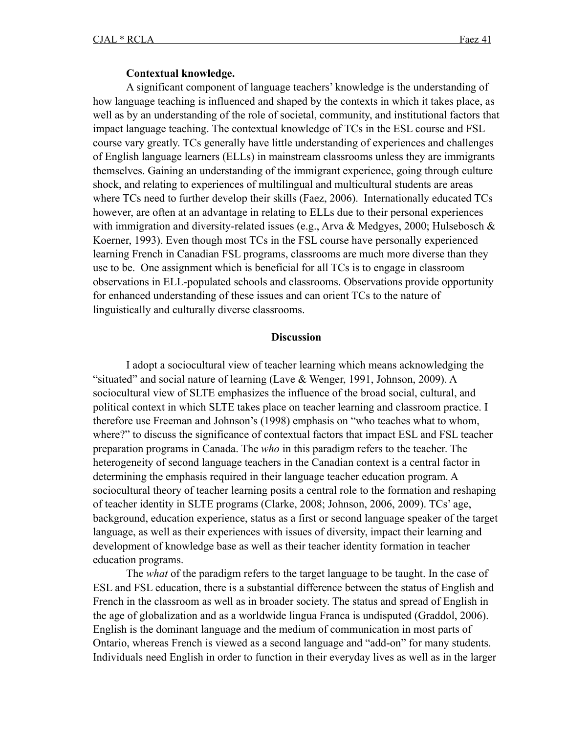**Contextual knowledge.**

A significant component of language teachers' knowledge is the understanding of how language teaching is influenced and shaped by the contexts in which it takes place, as well as by an understanding of the role of societal, community, and institutional factors that impact language teaching. The contextual knowledge of TCs in the ESL course and FSL course vary greatly. TCs generally have little understanding of experiences and challenges of English language learners (ELLs) in mainstream classrooms unless they are immigrants themselves. Gaining an understanding of the immigrant experience, going through culture shock, and relating to experiences of multilingual and multicultural students are areas where TCs need to further develop their skills (Faez, 2006). Internationally educated TCs however, are often at an advantage in relating to ELLs due to their personal experiences with immigration and diversity-related issues (e.g., Arva & Medgyes, 2000; Hulsebosch & Koerner, 1993). Even though most TCs in the FSL course have personally experienced learning French in Canadian FSL programs, classrooms are much more diverse than they use to be. One assignment which is beneficial for all TCs is to engage in classroom observations in ELL-populated schools and classrooms. Observations provide opportunity for enhanced understanding of these issues and can orient TCs to the nature of linguistically and culturally diverse classrooms.

## Discussion

I adopt a sociocultural view of teacher learning which means acknowledging the "situated" and social nature of learning (Lave & Wenger, 1991, Johnson, 2009). A sociocultural view of SLTE emphasizes the influence of the broad social, cultural, and political context in which SLTE takes place on teacher learning and classroom practice. I therefore use Freeman and Johnson's (1998) emphasis on "who teaches what to whom, where?" to discuss the significance of contextual factors that impact ESL and FSL teacher preparation programs in Canada. The *who* in this paradigm refers to the teacher. The heterogeneity of second language teachers in the Canadian context is a central factor in determining the emphasis required in their language teacher education program. A sociocultural theory of teacher learning posits a central role to the formation and reshaping of teacher identity in SLTE programs (Clarke, 2008; Johnson, 2006, 2009). TCs' age, background, education experience, status as a first or second language speaker of the target language, as well as their experiences with issues of diversity, impact their learning and development of knowledge base as well as their teacher identity formation in teacher education programs.

The *what* of the paradigm refers to the target language to be taught. In the case of ESL and FSL education, there is a substantial difference between the status of English and French in the classroom as well as in broader society. The status and spread of English in the age of globalization and as a worldwide lingua Franca is undisputed (Graddol, 2006). English is the dominant language and the medium of communication in most parts of Ontario, whereas French is viewed as a second language and "add-on" for many students. Individuals need English in order to function in their everyday lives as well as in the larger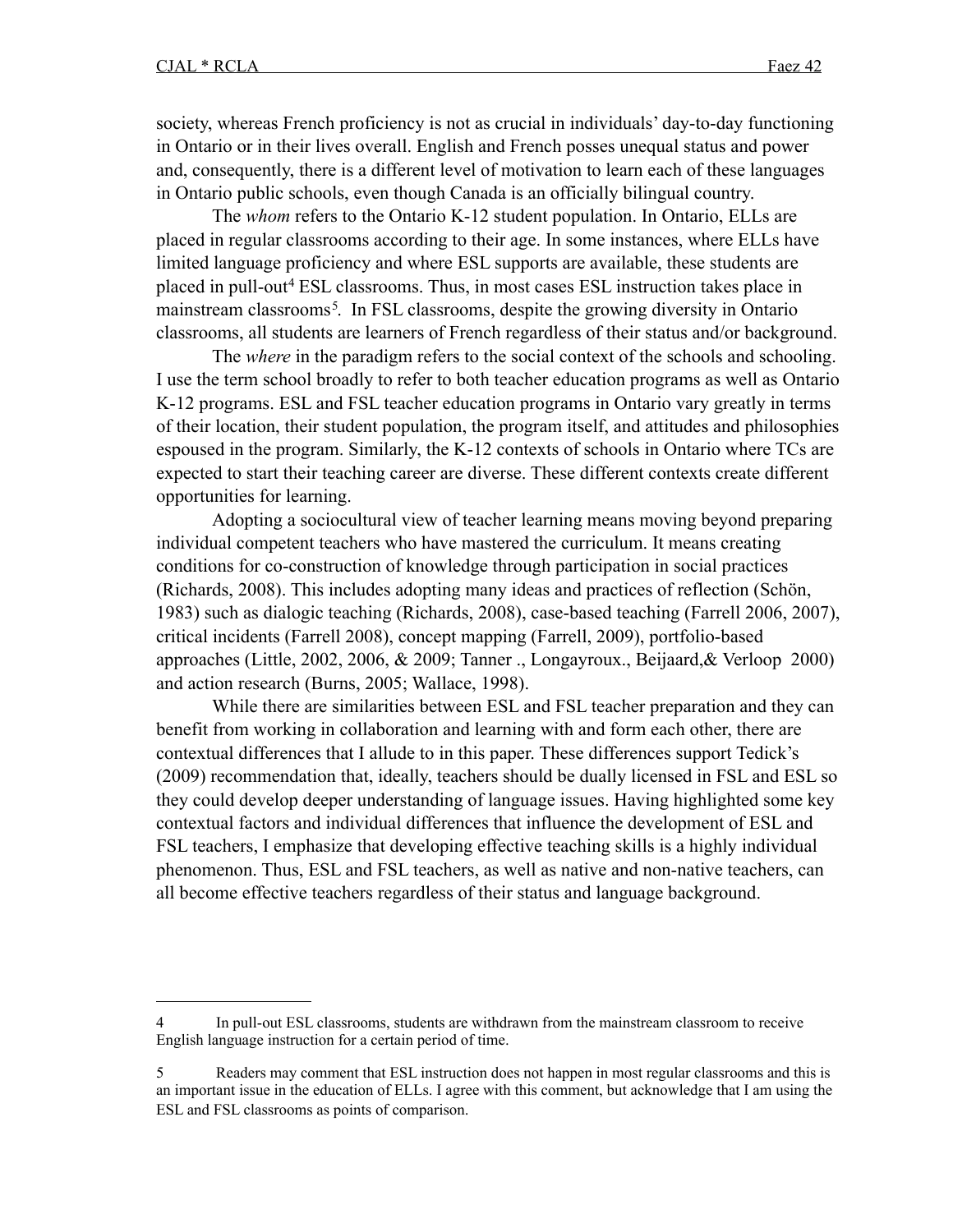society, whereas French proficiency is not as crucial in individuals' day-to-day functioning in Ontario or in their lives overall. English and French posses unequal status and power and, consequently, there is a different level of motivation to learn each of these languages in Ontario public schools, even though Canada is an officially bilingual country.

The *whom* refers to the Ontario K-12 student population. In Ontario, ELLs are placed in regular classrooms according to their age. In some instances, where ELLs have limited language proficiency and where ESL supports are available, these students are placed in pull-out[4] ESL classrooms. Thus, in most cases ESL instruction takes place in mainstream classrooms[5]. In FSL classrooms, despite the growing diversity in Ontario classrooms, all students are learners of French regardless of their status and/or background.

The *where* in the paradigm refers to the social context of the schools and schooling. I use the term school broadly to refer to both teacher education programs as well as Ontario K-12 programs. ESL and FSL teacher education programs in Ontario vary greatly in terms of their location, their student population, the program itself, and attitudes and philosophies espoused in the program. Similarly, the K-12 contexts of schools in Ontario where TCs are expected to start their teaching career are diverse. These different contexts create different opportunities for learning.

Adopting a sociocultural view of teacher learning means moving beyond preparing individual competent teachers who have mastered the curriculum. It means creating conditions for co-construction of knowledge through participation in social practices (Richards, 2008). This includes adopting many ideas and practices of reflection (Schön, 1983) such as dialogic teaching (Richards, 2008), case-based teaching (Farrell 2006, 2007), critical incidents (Farrell 2008), concept mapping (Farrell, 2009), portfolio-based approaches (Little, 2002, 2006, & 2009; Tanner ., Longayroux., Beijaard,& Verloop 2000) and action research (Burns, 2005; Wallace, 1998).

While there are similarities between ESL and FSL teacher preparation and they can benefit from working in collaboration and learning with and form each other, there are contextual differences that I allude to in this paper. These differences support Tedick's (2009) recommendation that, ideally, teachers should be dually licensed in FSL and ESL so they could develop deeper understanding of language issues. Having highlighted some key contextual factors and individual differences that influence the development of ESL and FSL teachers, I emphasize that developing effective teaching skills is a highly individual phenomenon. Thus, ESL and FSL teachers, as well as native and non-native teachers, can all become effective teachers regardless of their status and language background.

---

4 In pull-out ESL classrooms, students are withdrawn from the mainstream classroom to receive English language instruction for a certain period of time.

5 Readers may comment that ESL instruction does not happen in most regular classrooms and this is an important issue in the education of ELLs. I agree with this comment, but acknowledge that I am using the ESL and FSL classrooms as points of comparison.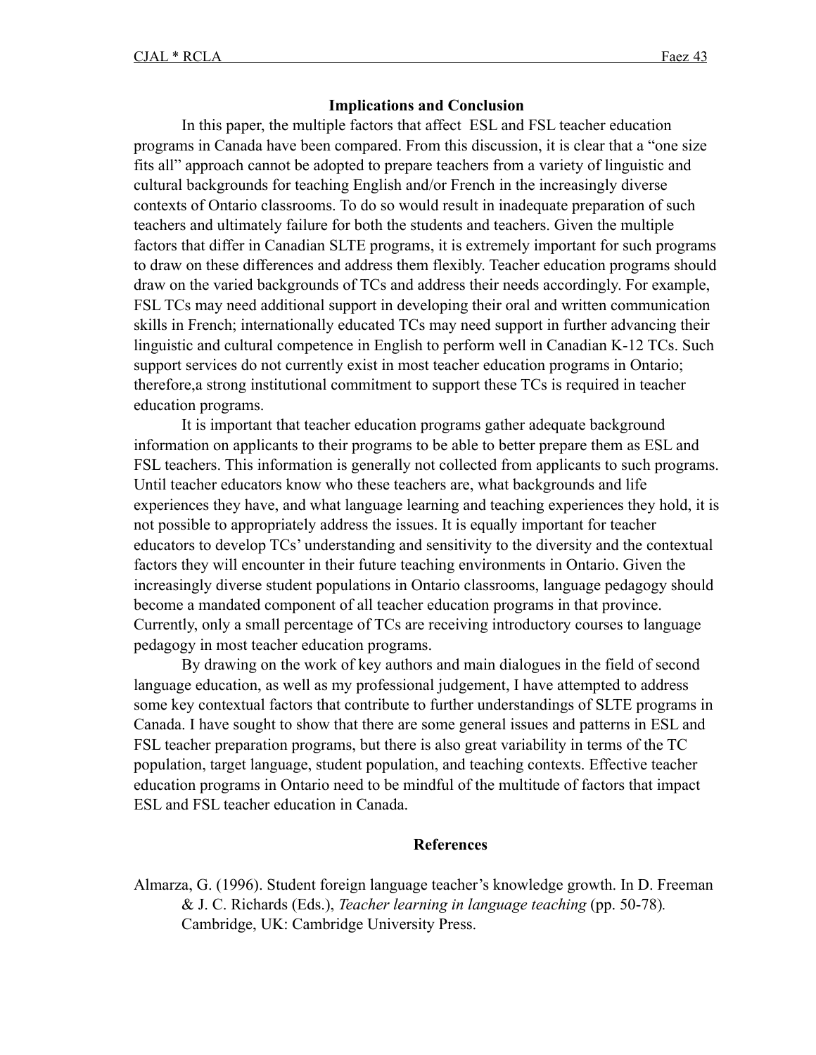## Implications and Conclusion

In this paper, the multiple factors that affect ESL and FSL teacher education programs in Canada have been compared. From this discussion, it is clear that a "one size fits all" approach cannot be adopted to prepare teachers from a variety of linguistic and cultural backgrounds for teaching English and/or French in the increasingly diverse contexts of Ontario classrooms. To do so would result in inadequate preparation of such teachers and ultimately failure for both the students and teachers. Given the multiple factors that differ in Canadian SLTE programs, it is extremely important for such programs to draw on these differences and address them flexibly. Teacher education programs should draw on the varied backgrounds of TCs and address their needs accordingly. For example, FSL TCs may need additional support in developing their oral and written communication skills in French; internationally educated TCs may need support in further advancing their linguistic and cultural competence in English to perform well in Canadian K-12 TCs. Such support services do not currently exist in most teacher education programs in Ontario; therefore,a strong institutional commitment to support these TCs is required in teacher education programs.

It is important that teacher education programs gather adequate background information on applicants to their programs to be able to better prepare them as ESL and FSL teachers. This information is generally not collected from applicants to such programs. Until teacher educators know who these teachers are, what backgrounds and life experiences they have, and what language learning and teaching experiences they hold, it is not possible to appropriately address the issues. It is equally important for teacher educators to develop TCs' understanding and sensitivity to the diversity and the contextual factors they will encounter in their future teaching environments in Ontario. Given the increasingly diverse student populations in Ontario classrooms, language pedagogy should become a mandated component of all teacher education programs in that province. Currently, only a small percentage of TCs are receiving introductory courses to language pedagogy in most teacher education programs.

By drawing on the work of key authors and main dialogues in the field of second language education, as well as my professional judgement, I have attempted to address some key contextual factors that contribute to further understandings of SLTE programs in Canada. I have sought to show that there are some general issues and patterns in ESL and FSL teacher preparation programs, but there is also great variability in terms of the TC population, target language, student population, and teaching contexts. Effective teacher education programs in Ontario need to be mindful of the multitude of factors that impact ESL and FSL teacher education in Canada.

## References

Almarza, G. (1996). Student foreign language teacher's knowledge growth. In D. Freeman & J. C. Richards (Eds.), *Teacher learning in language teaching* (pp. 50-78). Cambridge, UK: Cambridge University Press.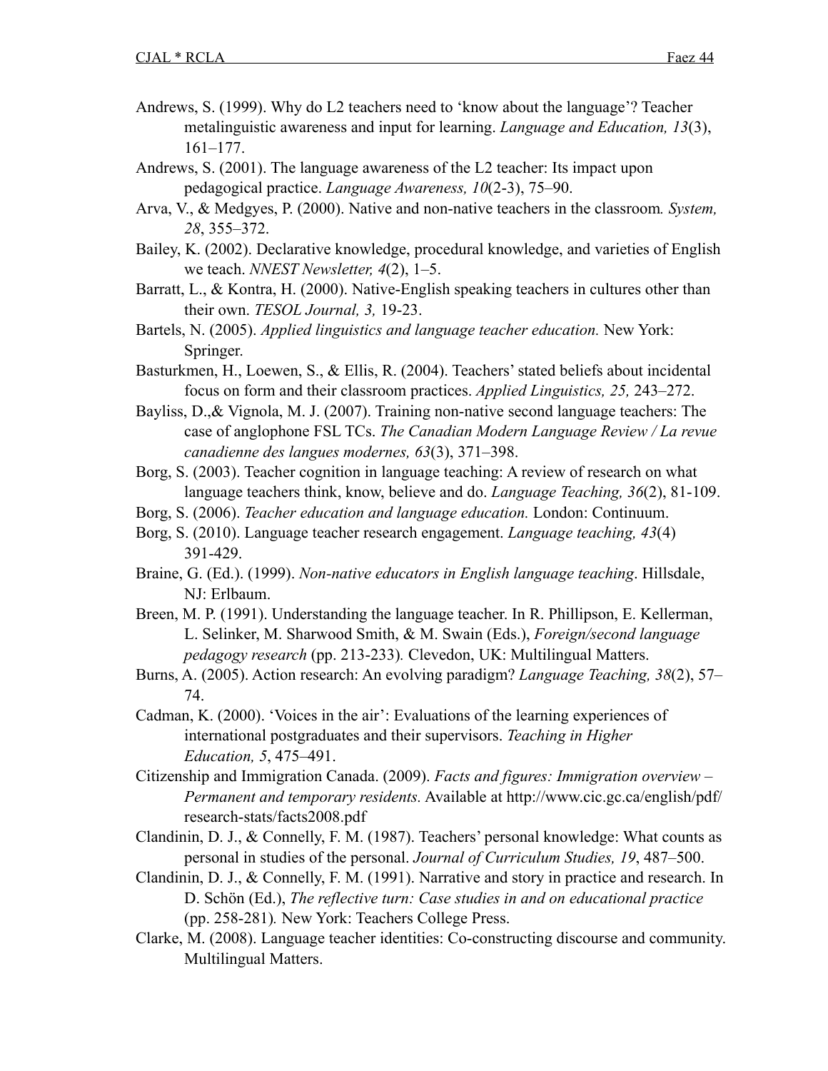Andrews, S. (1999). Why do L2 teachers need to 'know about the language'? Teacher metalinguistic awareness and input for learning. *Language and Education, 13*(3), 161–177.

Andrews, S. (2001). The language awareness of the L2 teacher: Its impact upon pedagogical practice. *Language Awareness, 10*(2-3), 75–90.

Arva, V., & Medgyes, P. (2000). Native and non-native teachers in the classroom. *System, 28*, 355–372.

Bailey, K. (2002). Declarative knowledge, procedural knowledge, and varieties of English we teach. *NNEST Newsletter, 4*(2), 1–5.

Barratt, L., & Kontra, H. (2000). Native-English speaking teachers in cultures other than their own. *TESOL Journal, 3,* 19-23.

Bartels, N. (2005). *Applied linguistics and language teacher education.* New York: Springer.

Basturkmen, H., Loewen, S., & Ellis, R. (2004). Teachers' stated beliefs about incidental focus on form and their classroom practices. *Applied Linguistics, 25,* 243–272.

Bayliss, D.,& Vignola, M. J. (2007). Training non-native second language teachers: The case of anglophone FSL TCs. *The Canadian Modern Language Review / La revue canadienne des langues modernes, 63*(3), 371–398.

Borg, S. (2003). Teacher cognition in language teaching: A review of research on what language teachers think, know, believe and do. *Language Teaching, 36*(2), 81-109.

Borg, S. (2006). *Teacher education and language education.* London: Continuum.

Borg, S. (2010). Language teacher research engagement. *Language teaching, 43*(4) 391-429.

Braine, G. (Ed.). (1999). *Non-native educators in English language teaching*. Hillsdale, NJ: Erlbaum.

Breen, M. P. (1991). Understanding the language teacher. In R. Phillipson, E. Kellerman, L. Selinker, M. Sharwood Smith, & M. Swain (Eds.), *Foreign/second language pedagogy research* (pp. 213-233). Clevedon, UK: Multilingual Matters.

Burns, A. (2005). Action research: An evolving paradigm? *Language Teaching, 38*(2), 57–74.

Cadman, K. (2000). 'Voices in the air': Evaluations of the learning experiences of international postgraduates and their supervisors. *Teaching in Higher Education, 5*, 475–491.

Citizenship and Immigration Canada. (2009). *Facts and figures: Immigration overview – Permanent and temporary residents.* Available at http://www.cic.gc.ca/english/pdf/research-stats/facts2008.pdf

Clandinin, D. J., & Connelly, F. M. (1987). Teachers' personal knowledge: What counts as personal in studies of the personal. *Journal of Curriculum Studies, 19*, 487–500.

Clandinin, D. J., & Connelly, F. M. (1991). Narrative and story in practice and research. In D. Schön (Ed.), *The reflective turn: Case studies in and on educational practice* (pp. 258-281)*.* New York: Teachers College Press.

Clarke, M. (2008). Language teacher identities: Co-constructing discourse and community. Multilingual Matters.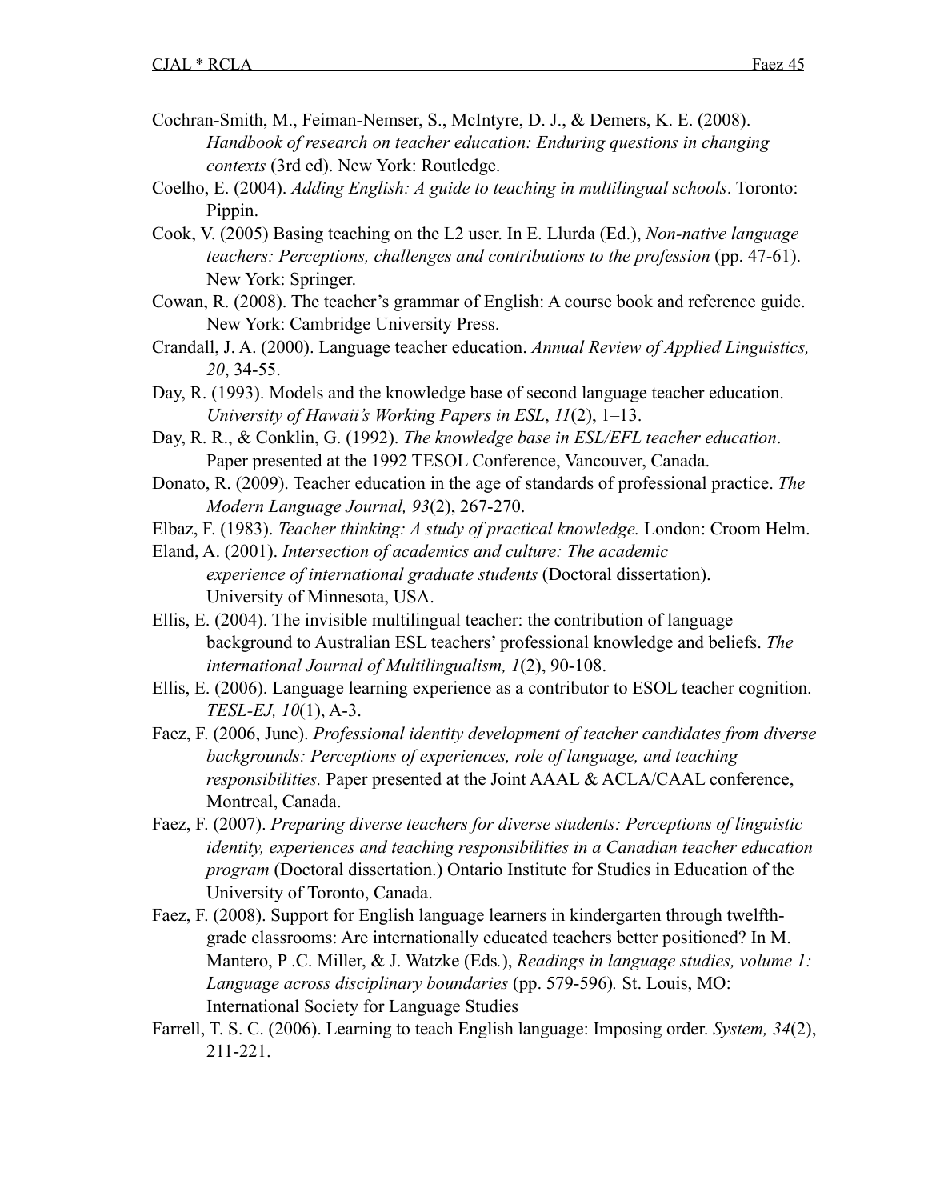Cochran-Smith, M., Feiman-Nemser, S., McIntyre, D. J., & Demers, K. E. (2008). *Handbook of research on teacher education: Enduring questions in changing contexts* (3rd ed). New York: Routledge.

Coelho, E. (2004). *Adding English: A guide to teaching in multilingual schools*. Toronto: Pippin.

Cook, V. (2005) Basing teaching on the L2 user. In E. Llurda (Ed.), *Non-native language teachers: Perceptions, challenges and contributions to the profession* (pp. 47-61). New York: Springer.

Cowan, R. (2008). The teacher's grammar of English: A course book and reference guide. New York: Cambridge University Press.

Crandall, J. A. (2000). Language teacher education. *Annual Review of Applied Linguistics, 20*, 34-55.

Day, R. (1993). Models and the knowledge base of second language teacher education. *University of Hawaii's Working Papers in ESL*, *11*(2), 1–13.

Day, R. R., & Conklin, G. (1992). *The knowledge base in ESL/EFL teacher education*. Paper presented at the 1992 TESOL Conference, Vancouver, Canada.

Donato, R. (2009). Teacher education in the age of standards of professional practice. *The Modern Language Journal, 93*(2), 267-270.

Elbaz, F. (1983). *Teacher thinking: A study of practical knowledge.* London: Croom Helm.

Eland, A. (2001). *Intersection of academics and culture: The academic experience of international graduate students* (Doctoral dissertation). University of Minnesota, USA.

Ellis, E. (2004). The invisible multilingual teacher: the contribution of language background to Australian ESL teachers' professional knowledge and beliefs. *The international Journal of Multilingualism, 1*(2), 90-108.

Ellis, E. (2006). Language learning experience as a contributor to ESOL teacher cognition. *TESL-EJ, 10*(1), A-3.

Faez, F. (2006, June). *Professional identity development of teacher candidates from diverse backgrounds: Perceptions of experiences, role of language, and teaching responsibilities.* Paper presented at the Joint AAAL & ACLA/CAAL conference, Montreal, Canada.

Faez, F. (2007). *Preparing diverse teachers for diverse students: Perceptions of linguistic identity, experiences and teaching responsibilities in a Canadian teacher education program* (Doctoral dissertation.) Ontario Institute for Studies in Education of the University of Toronto, Canada.

Faez, F. (2008). Support for English language learners in kindergarten through twelfth-grade classrooms: Are internationally educated teachers better positioned? In M. Mantero, P .C. Miller, & J. Watzke (Eds.), *Readings in language studies, volume 1: Language across disciplinary boundaries* (pp. 579-596). St. Louis, MO: International Society for Language Studies

Farrell, T. S. C. (2006). Learning to teach English language: Imposing order. *System, 34*(2), 211-221.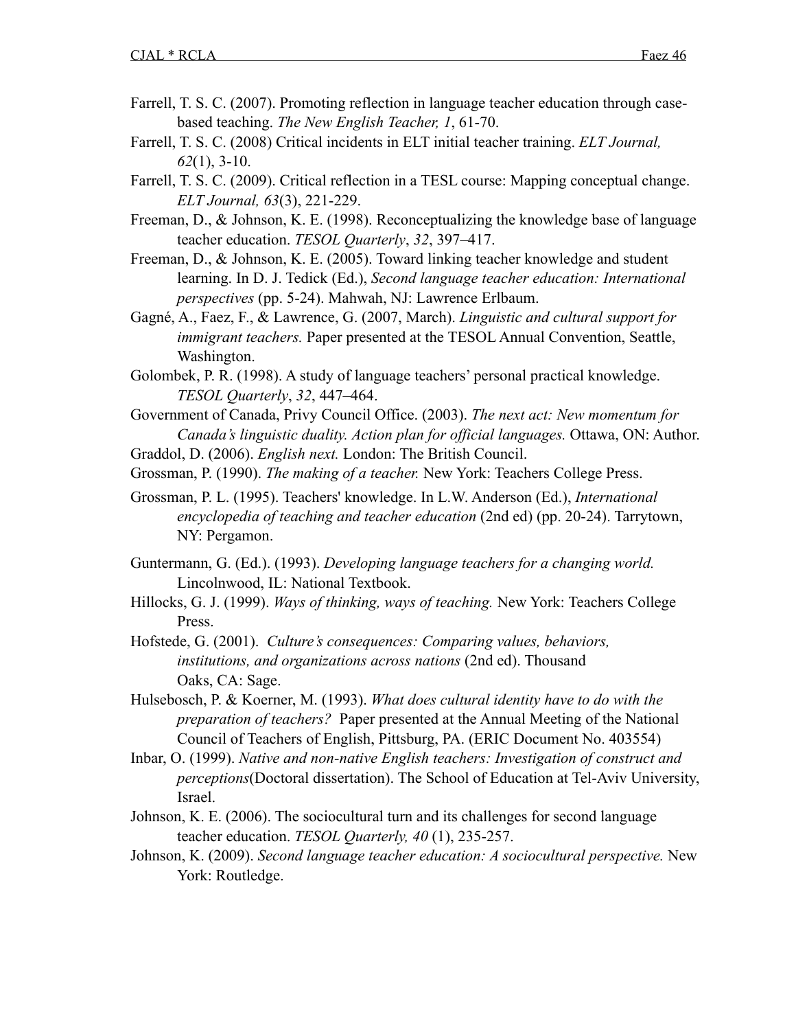Farrell, T. S. C. (2007). Promoting reflection in language teacher education through case-based teaching. *The New English Teacher, 1*, 61-70.

Farrell, T. S. C. (2008) Critical incidents in ELT initial teacher training. *ELT Journal, 62*(1), 3-10.

Farrell, T. S. C. (2009). Critical reflection in a TESL course: Mapping conceptual change. *ELT Journal, 63*(3), 221-229.

Freeman, D., & Johnson, K. E. (1998). Reconceptualizing the knowledge base of language teacher education. *TESOL Quarterly*, *32*, 397–417.

Freeman, D., & Johnson, K. E. (2005). Toward linking teacher knowledge and student learning. In D. J. Tedick (Ed.), *Second language teacher education: International perspectives* (pp. 5-24). Mahwah, NJ: Lawrence Erlbaum.

Gagné, A., Faez, F., & Lawrence, G. (2007, March). *Linguistic and cultural support for immigrant teachers.* Paper presented at the TESOL Annual Convention, Seattle, Washington.

Golombek, P. R. (1998). A study of language teachers' personal practical knowledge. *TESOL Quarterly*, *32*, 447–464.

Government of Canada, Privy Council Office. (2003). *The next act: New momentum for Canada's linguistic duality. Action plan for official languages.* Ottawa, ON: Author.

Graddol, D. (2006). *English next.* London: The British Council.

Grossman, P. (1990). *The making of a teacher.* New York: Teachers College Press.

Grossman, P. L. (1995). Teachers' knowledge. In L.W. Anderson (Ed.), *International encyclopedia of teaching and teacher education* (2nd ed) (pp. 20-24). Tarrytown, NY: Pergamon.

Guntermann, G. (Ed.). (1993). *Developing language teachers for a changing world.* Lincolnwood, IL: National Textbook.

Hillocks, G. J. (1999). *Ways of thinking, ways of teaching.* New York: Teachers College Press.

Hofstede, G. (2001). *Culture's consequences: Comparing values, behaviors, institutions, and organizations across nations* (2nd ed). Thousand Oaks, CA: Sage.

Hulsebosch, P. & Koerner, M. (1993). *What does cultural identity have to do with the preparation of teachers?* Paper presented at the Annual Meeting of the National Council of Teachers of English, Pittsburg, PA. (ERIC Document No. 403554)

Inbar, O. (1999). *Native and non-native English teachers: Investigation of construct and perceptions*(Doctoral dissertation). The School of Education at Tel-Aviv University, Israel.

Johnson, K. E. (2006). The sociocultural turn and its challenges for second language teacher education. *TESOL Quarterly, 40* (1), 235-257.

Johnson, K. (2009). *Second language teacher education: A sociocultural perspective.* New York: Routledge.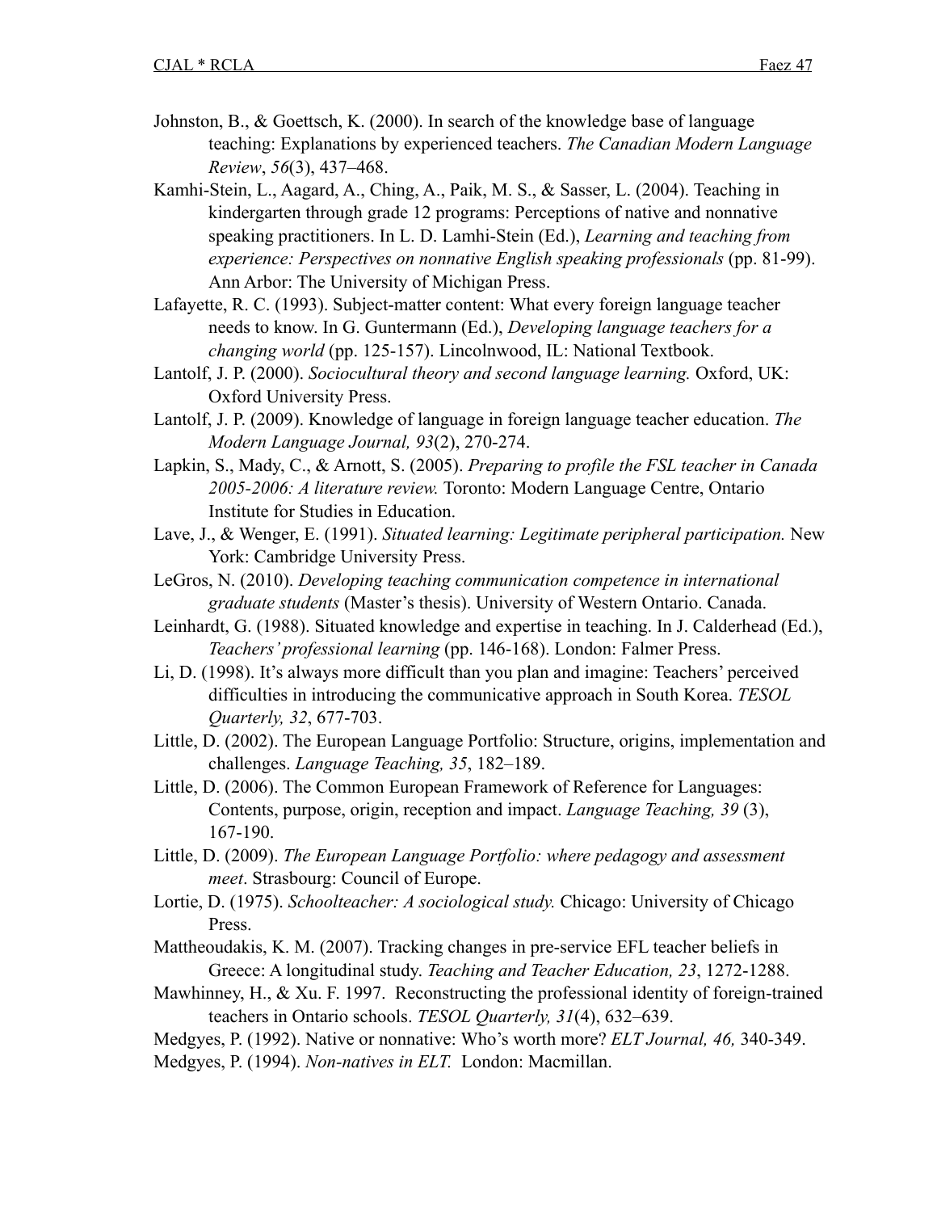Johnston, B., & Goettsch, K. (2000). In search of the knowledge base of language teaching: Explanations by experienced teachers. *The Canadian Modern Language Review*, *56*(3), 437–468.

Kamhi-Stein, L., Aagard, A., Ching, A., Paik, M. S., & Sasser, L. (2004). Teaching in kindergarten through grade 12 programs: Perceptions of native and nonnative speaking practitioners. In L. D. Lamhi-Stein (Ed.), *Learning and teaching from experience: Perspectives on nonnative English speaking professionals* (pp. 81-99). Ann Arbor: The University of Michigan Press.

Lafayette, R. C. (1993). Subject-matter content: What every foreign language teacher needs to know. In G. Guntermann (Ed.), *Developing language teachers for a changing world* (pp. 125-157). Lincolnwood, IL: National Textbook.

Lantolf, J. P. (2000). *Sociocultural theory and second language learning.* Oxford, UK: Oxford University Press.

Lantolf, J. P. (2009). Knowledge of language in foreign language teacher education. *The Modern Language Journal, 93*(2), 270-274.

Lapkin, S., Mady, C., & Arnott, S. (2005). *Preparing to profile the FSL teacher in Canada 2005-2006: A literature review.* Toronto: Modern Language Centre, Ontario Institute for Studies in Education.

Lave, J., & Wenger, E. (1991). *Situated learning: Legitimate peripheral participation.* New York: Cambridge University Press.

LeGros, N. (2010). *Developing teaching communication competence in international graduate students* (Master's thesis). University of Western Ontario. Canada.

Leinhardt, G. (1988). Situated knowledge and expertise in teaching. In J. Calderhead (Ed.), *Teachers' professional learning* (pp. 146-168). London: Falmer Press.

Li, D. (1998). It's always more difficult than you plan and imagine: Teachers' perceived difficulties in introducing the communicative approach in South Korea. *TESOL Quarterly, 32*, 677-703.

Little, D. (2002). The European Language Portfolio: Structure, origins, implementation and challenges. *Language Teaching, 35*, 182–189.

Little, D. (2006). The Common European Framework of Reference for Languages: Contents, purpose, origin, reception and impact. *Language Teaching, 39* (3), 167-190.

Little, D. (2009). *The European Language Portfolio: where pedagogy and assessment meet*. Strasbourg: Council of Europe.

Lortie, D. (1975). *Schoolteacher: A sociological study.* Chicago: University of Chicago Press.

Mattheoudakis, K. M. (2007). Tracking changes in pre-service EFL teacher beliefs in Greece: A longitudinal study. *Teaching and Teacher Education, 23*, 1272-1288.

Mawhinney, H., & Xu. F. 1997. Reconstructing the professional identity of foreign-trained teachers in Ontario schools. *TESOL Quarterly, 31*(4), 632–639.

Medgyes, P. (1992). Native or nonnative: Who's worth more? *ELT Journal, 46,* 340-349.

Medgyes, P. (1994). *Non-natives in ELT.* London: Macmillan.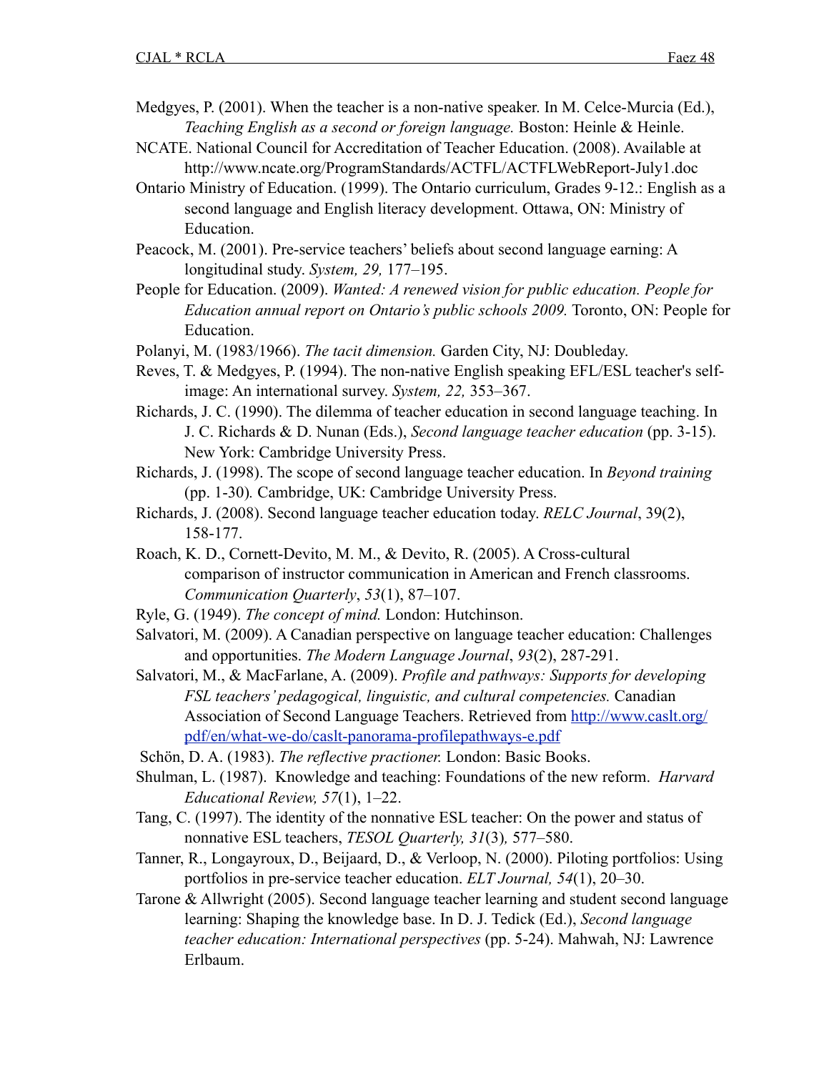Medgyes, P. (2001). When the teacher is a non-native speaker. In M. Celce-Murcia (Ed.), *Teaching English as a second or foreign language.* Boston: Heinle & Heinle.

NCATE. National Council for Accreditation of Teacher Education. (2008). Available at http://www.ncate.org/ProgramStandards/ACTFL/ACTFLWebReport-July1.doc

Ontario Ministry of Education. (1999). The Ontario curriculum, Grades 9-12.: English as a second language and English literacy development. Ottawa, ON: Ministry of Education.

Peacock, M. (2001). Pre-service teachers' beliefs about second language earning: A longitudinal study. *System, 29,* 177–195.

People for Education. (2009). *Wanted: A renewed vision for public education. People for Education annual report on Ontario's public schools 2009.* Toronto, ON: People for Education.

Polanyi, M. (1983/1966). *The tacit dimension.* Garden City, NJ: Doubleday.

Reves, T. & Medgyes, P. (1994). The non-native English speaking EFL/ESL teacher's self-image: An international survey. *System, 22,* 353–367.

Richards, J. C. (1990). The dilemma of teacher education in second language teaching. In J. C. Richards & D. Nunan (Eds.), *Second language teacher education* (pp. 3-15). New York: Cambridge University Press.

Richards, J. (1998). The scope of second language teacher education. In *Beyond training* (pp. 1-30)*.* Cambridge, UK: Cambridge University Press.

Richards, J. (2008). Second language teacher education today. *RELC Journal*, 39(2), 158-177.

Roach, K. D., Cornett-Devito, M. M., & Devito, R. (2005). A Cross-cultural comparison of instructor communication in American and French classrooms. *Communication Quarterly*, *53*(1), 87–107.

Ryle, G. (1949). *The concept of mind.* London: Hutchinson.

Salvatori, M. (2009). A Canadian perspective on language teacher education: Challenges and opportunities. *The Modern Language Journal*, *93*(2), 287-291.

Salvatori, M., & MacFarlane, A. (2009). *Profile and pathways: Supports for developing FSL teachers' pedagogical, linguistic, and cultural competencies.* Canadian Association of Second Language Teachers. Retrieved from http://www.caslt.org/pdf/en/what-we-do/caslt-panorama-profilepathways-e.pdf

Schön, D. A. (1983). *The reflective practioner.* London: Basic Books.

Shulman, L. (1987). Knowledge and teaching: Foundations of the new reform. *Harvard Educational Review, 57*(1), 1–22.

Tang, C. (1997). The identity of the nonnative ESL teacher: On the power and status of nonnative ESL teachers, *TESOL Quarterly, 31*(3)*,* 577–580.

Tanner, R., Longayroux, D., Beijaard, D., & Verloop, N. (2000). Piloting portfolios: Using portfolios in pre-service teacher education. *ELT Journal, 54*(1), 20–30.

Tarone & Allwright (2005). Second language teacher learning and student second language learning: Shaping the knowledge base. In D. J. Tedick (Ed.), *Second language teacher education: International perspectives* (pp. 5-24). Mahwah, NJ: Lawrence Erlbaum.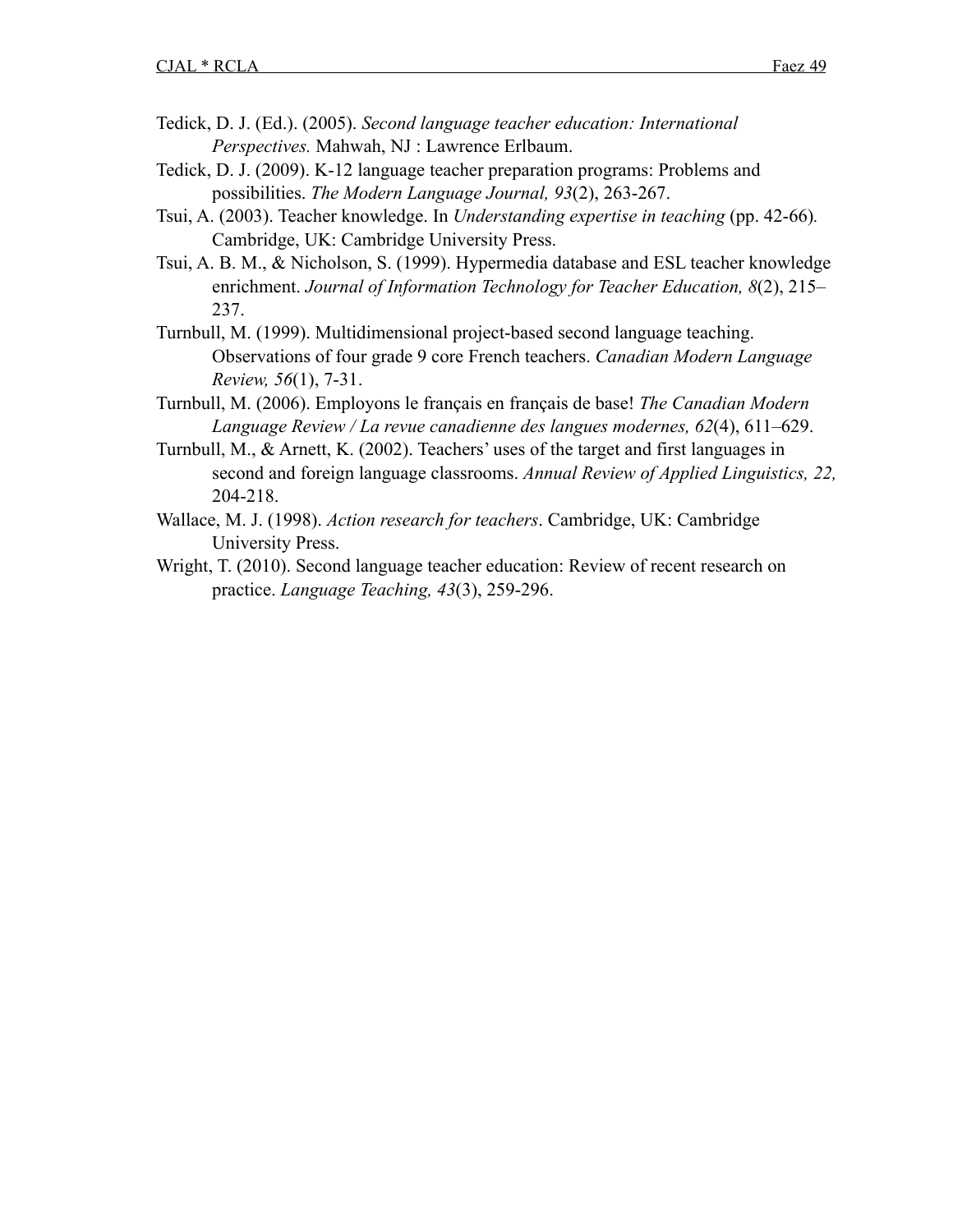Tedick, D. J. (Ed.). (2005). *Second language teacher education: International Perspectives.* Mahwah, NJ : Lawrence Erlbaum.

Tedick, D. J. (2009). K-12 language teacher preparation programs: Problems and possibilities. *The Modern Language Journal, 93*(2), 263-267.

Tsui, A. (2003). Teacher knowledge. In *Understanding expertise in teaching* (pp. 42-66). Cambridge, UK: Cambridge University Press.

Tsui, A. B. M., & Nicholson, S. (1999). Hypermedia database and ESL teacher knowledge enrichment. *Journal of Information Technology for Teacher Education, 8*(2), 215–237.

Turnbull, M. (1999). Multidimensional project-based second language teaching. Observations of four grade 9 core French teachers. *Canadian Modern Language Review, 56*(1), 7-31.

Turnbull, M. (2006). Employons le français en français de base! *The Canadian Modern Language Review / La revue canadienne des langues modernes, 62*(4), 611–629.

Turnbull, M., & Arnett, K. (2002). Teachers' uses of the target and first languages in second and foreign language classrooms. *Annual Review of Applied Linguistics, 22,* 204-218.

Wallace, M. J. (1998). *Action research for teachers*. Cambridge, UK: Cambridge University Press.

Wright, T. (2010). Second language teacher education: Review of recent research on practice. *Language Teaching, 43*(3), 259-296.